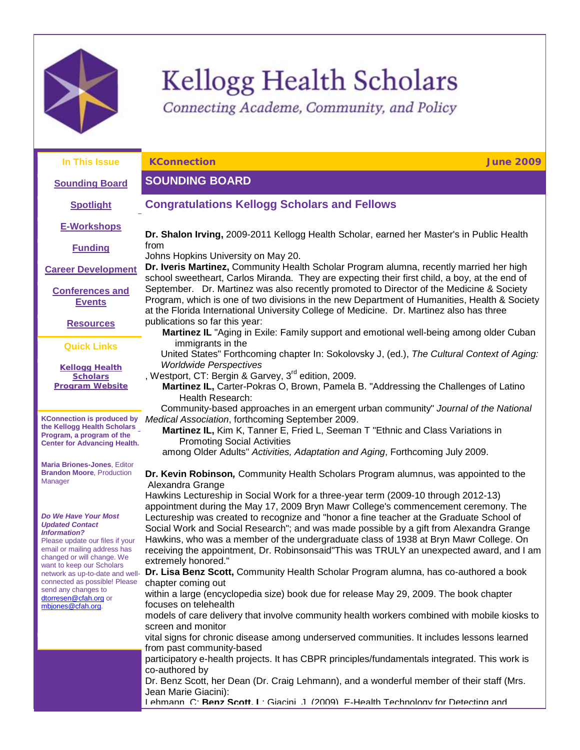# Kellogg Health Scholars

*Connecting Academe, Community, and Policy*

**In This Issue**

[Sounding Board]

[Spotlight]

[E-Workshops]

[Funding]

[Career Development]

[Conferences and Events]

[Resources]

**Quick Links**

[Kellogg Health Scholars Program Website]

**KConnection is produced by the Kellogg Health Scholars Program, a program of the Center for Advancing Health.**

**Maria Briones-Jones**, Editor
**Brandon Moore**, Production Manager

***Do We Have Your Most Updated Contact Information?***
Please update our files if your email or mailing address has changed or will change. We want to keep our Scholars network as up-to-date and well-connected as possible! Please send any changes to dtorresen@cfah.org or mbjones@cfah.org.

**KConnection** — **June 2009**

## SOUNDING BOARD

### Congratulations Kellogg Scholars and Fellows

**Dr. Shalon Irving,** 2009-2011 Kellogg Health Scholar, earned her Master's in Public Health from Johns Hopkins University on May 20.

**Dr. Iveris Martinez,** Community Health Scholar Program alumna, recently married her high school sweetheart, Carlos Miranda. They are expecting their first child, a boy, at the end of September. Dr. Martinez was also recently promoted to Director of the Medicine & Society Program, which is one of two divisions in the new Department of Humanities, Health & Society at the Florida International University College of Medicine. Dr. Martinez also has three publications so far this year:

**Martinez IL** "Aging in Exile: Family support and emotional well-being among older Cuban immigrants in the United States" Forthcoming chapter In: Sokolovsky J, (ed.), *The Cultural Context of Aging: Worldwide Perspectives*, Westport, CT: Bergin & Garvey, 3rd edition, 2009.

**Martinez IL,** Carter-Pokras O, Brown, Pamela B. "Addressing the Challenges of Latino Health Research: Community-based approaches in an emergent urban community" *Journal of the National Medical Association*, forthcoming September 2009.

**Martinez IL,** Kim K, Tanner E, Fried L, Seeman T "Ethnic and Class Variations in Promoting Social Activities among Older Adults" *Activities, Adaptation and Aging*, Forthcoming July 2009.

**Dr. Kevin Robinson***,* Community Health Scholars Program alumnus, was appointed to the Alexandra Grange Hawkins Lectureship in Social Work for a three-year term (2009-10 through 2012-13) appointment during the May 17, 2009 Bryn Mawr College's commencement ceremony. The Lectureship was created to recognize and "honor a fine teacher at the Graduate School of Social Work and Social Research"; and was made possible by a gift from Alexandra Grange Hawkins, who was a member of the undergraduate class of 1938 at Bryn Mawr College. On receiving the appointment, Dr. Robinsonsaid"This was TRULY an unexpected award, and I am extremely honored."

**Dr. Lisa Benz Scott,** Community Health Scholar Program alumna, has co-authored a book chapter coming out within a large (encyclopedia size) book due for release May 29, 2009. The book chapter focuses on telehealth models of care delivery that involve community health workers combined with mobile kiosks to screen and monitor vital signs for chronic disease among underserved communities. It includes lessons learned from past community-based participatory e-health projects. It has CBPR principles/fundamentals integrated. This work is co-authored by Dr. Benz Scott, her Dean (Dr. Craig Lehmann), and a wonderful member of their staff (Mrs. Jean Marie Giacini):

Lehmann, C; **Benz Scott, L**; Giacini, J. (2009). E-Health Technology for Detecting and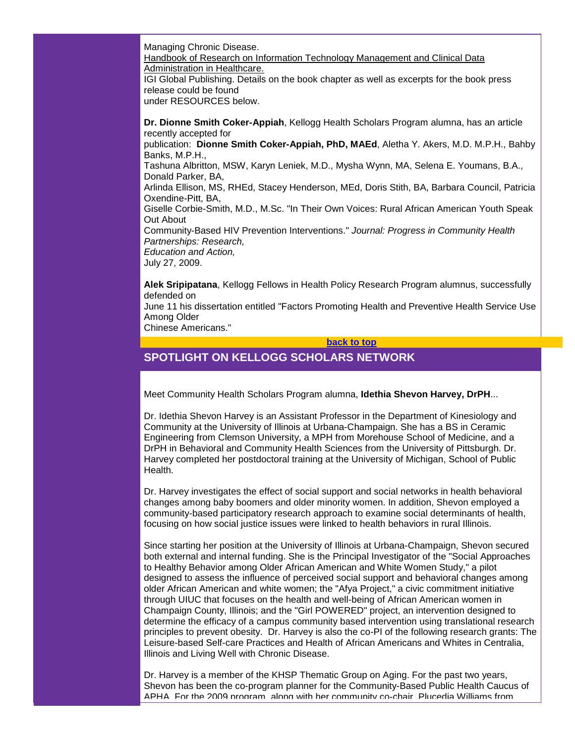Managing Chronic Disease.
Handbook of Research on Information Technology Management and Clinical Data Administration in Healthcare.
IGI Global Publishing. Details on the book chapter as well as excerpts for the book press release could be found under RESOURCES below.

**Dr. Dionne Smith Coker-Appiah**, Kellogg Health Scholars Program alumna, has an article recently accepted for publication: **Dionne Smith Coker-Appiah, PhD, MAEd**, Aletha Y. Akers, M.D. M.P.H., Bahby Banks, M.P.H., Tashuna Albritton, MSW, Karyn Leniek, M.D., Mysha Wynn, MA, Selena E. Youmans, B.A., Donald Parker, BA, Arlinda Ellison, MS, RHEd, Stacey Henderson, MEd, Doris Stith, BA, Barbara Council, Patricia Oxendine-Pitt, BA, Giselle Corbie-Smith, M.D., M.Sc. "In Their Own Voices: Rural African American Youth Speak Out About Community-Based HIV Prevention Interventions." *Journal: Progress in Community Health Partnerships: Research, Education and Action,* July 27, 2009.

**Alek Sripipatana**, Kellogg Fellows in Health Policy Research Program alumnus, successfully defended on June 11 his dissertation entitled "Factors Promoting Health and Preventive Health Service Use Among Older Chinese Americans."

**back to top**

## SPOTLIGHT ON KELLOGG SCHOLARS NETWORK

Meet Community Health Scholars Program alumna, **Idethia Shevon Harvey, DrPH**...

Dr. Idethia Shevon Harvey is an Assistant Professor in the Department of Kinesiology and Community at the University of Illinois at Urbana-Champaign. She has a BS in Ceramic Engineering from Clemson University, a MPH from Morehouse School of Medicine, and a DrPH in Behavioral and Community Health Sciences from the University of Pittsburgh. Dr. Harvey completed her postdoctoral training at the University of Michigan, School of Public Health.

Dr. Harvey investigates the effect of social support and social networks in health behavioral changes among baby boomers and older minority women. In addition, Shevon employed a community-based participatory research approach to examine social determinants of health, focusing on how social justice issues were linked to health behaviors in rural Illinois.

Since starting her position at the University of Illinois at Urbana-Champaign, Shevon secured both external and internal funding. She is the Principal Investigator of the "Social Approaches to Healthy Behavior among Older African American and White Women Study," a pilot designed to assess the influence of perceived social support and behavioral changes among older African American and white women; the "Afya Project," a civic commitment initiative through UIUC that focuses on the health and well-being of African American women in Champaign County, Illinois; and the "Girl POWERED" project, an intervention designed to determine the efficacy of a campus community based intervention using translational research principles to prevent obesity. Dr. Harvey is also the co-PI of the following research grants: The Leisure-based Self-care Practices and Health of African Americans and Whites in Centralia, Illinois and Living Well with Chronic Disease.

Dr. Harvey is a member of the KHSP Thematic Group on Aging. For the past two years, Shevon has been the co-program planner for the Community-Based Public Health Caucus of APHA. For the 2009 program, along with her community co-chair, Plucedia Williams from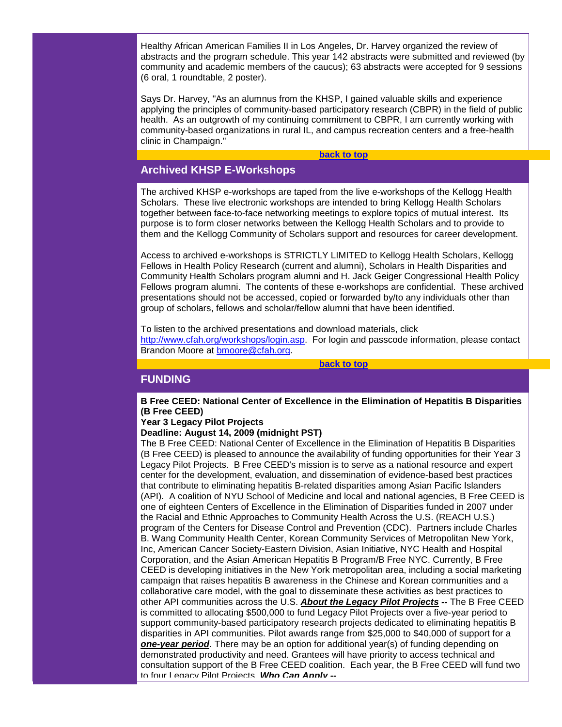Healthy African American Families II in Los Angeles, Dr. Harvey organized the review of abstracts and the program schedule. This year 142 abstracts were submitted and reviewed (by community and academic members of the caucus); 63 abstracts were accepted for 9 sessions (6 oral, 1 roundtable, 2 poster).

Says Dr. Harvey, "As an alumnus from the KHSP, I gained valuable skills and experience applying the principles of community-based participatory research (CBPR) in the field of public health. As an outgrowth of my continuing commitment to CBPR, I am currently working with community-based organizations in rural IL, and campus recreation centers and a free-health clinic in Champaign."

**back to top**

## Archived KHSP E-Workshops

The archived KHSP e-workshops are taped from the live e-workshops of the Kellogg Health Scholars. These live electronic workshops are intended to bring Kellogg Health Scholars together between face-to-face networking meetings to explore topics of mutual interest. Its purpose is to form closer networks between the Kellogg Health Scholars and to provide to them and the Kellogg Community of Scholars support and resources for career development.

Access to archived e-workshops is STRICTLY LIMITED to Kellogg Health Scholars, Kellogg Fellows in Health Policy Research (current and alumni), Scholars in Health Disparities and Community Health Scholars program alumni and H. Jack Geiger Congressional Health Policy Fellows program alumni. The contents of these e-workshops are confidential. These archived presentations should not be accessed, copied or forwarded by/to any individuals other than group of scholars, fellows and scholar/fellow alumni that have been identified.

To listen to the archived presentations and download materials, click http://www.cfah.org/workshops/login.asp. For login and passcode information, please contact Brandon Moore at bmoore@cfah.org.

**back to top**

## FUNDING

**B Free CEED: National Center of Excellence in the Elimination of Hepatitis B Disparities (B Free CEED)**
**Year 3 Legacy Pilot Projects**
**Deadline: August 14, 2009 (midnight PST)**
The B Free CEED: National Center of Excellence in the Elimination of Hepatitis B Disparities (B Free CEED) is pleased to announce the availability of funding opportunities for their Year 3 Legacy Pilot Projects. B Free CEED's mission is to serve as a national resource and expert center for the development, evaluation, and dissemination of evidence-based best practices that contribute to eliminating hepatitis B-related disparities among Asian Pacific Islanders (API). A coalition of NYU School of Medicine and local and national agencies, B Free CEED is one of eighteen Centers of Excellence in the Elimination of Disparities funded in 2007 under the Racial and Ethnic Approaches to Community Health Across the U.S. (REACH U.S.) program of the Centers for Disease Control and Prevention (CDC). Partners include Charles B. Wang Community Health Center, Korean Community Services of Metropolitan New York, Inc, American Cancer Society-Eastern Division, Asian Initiative, NYC Health and Hospital Corporation, and the Asian American Hepatitis B Program/B Free NYC. Currently, B Free CEED is developing initiatives in the New York metropolitan area, including a social marketing campaign that raises hepatitis B awareness in the Chinese and Korean communities and a collaborative care model, with the goal to disseminate these activities as best practices to other API communities across the U.S. ***About the Legacy Pilot Projects* --** The B Free CEED is committed to allocating $500,000 to fund Legacy Pilot Projects over a five-year period to support community-based participatory research projects dedicated to eliminating hepatitis B disparities in API communities. Pilot awards range from $25,000 to $40,000 of support for a ***one-year period***. There may be an option for additional year(s) of funding depending on demonstrated productivity and need. Grantees will have priority to access technical and consultation support of the B Free CEED coalition. Each year, the B Free CEED will fund two to four Legacy Pilot Projects. ***Who Can Apply* --**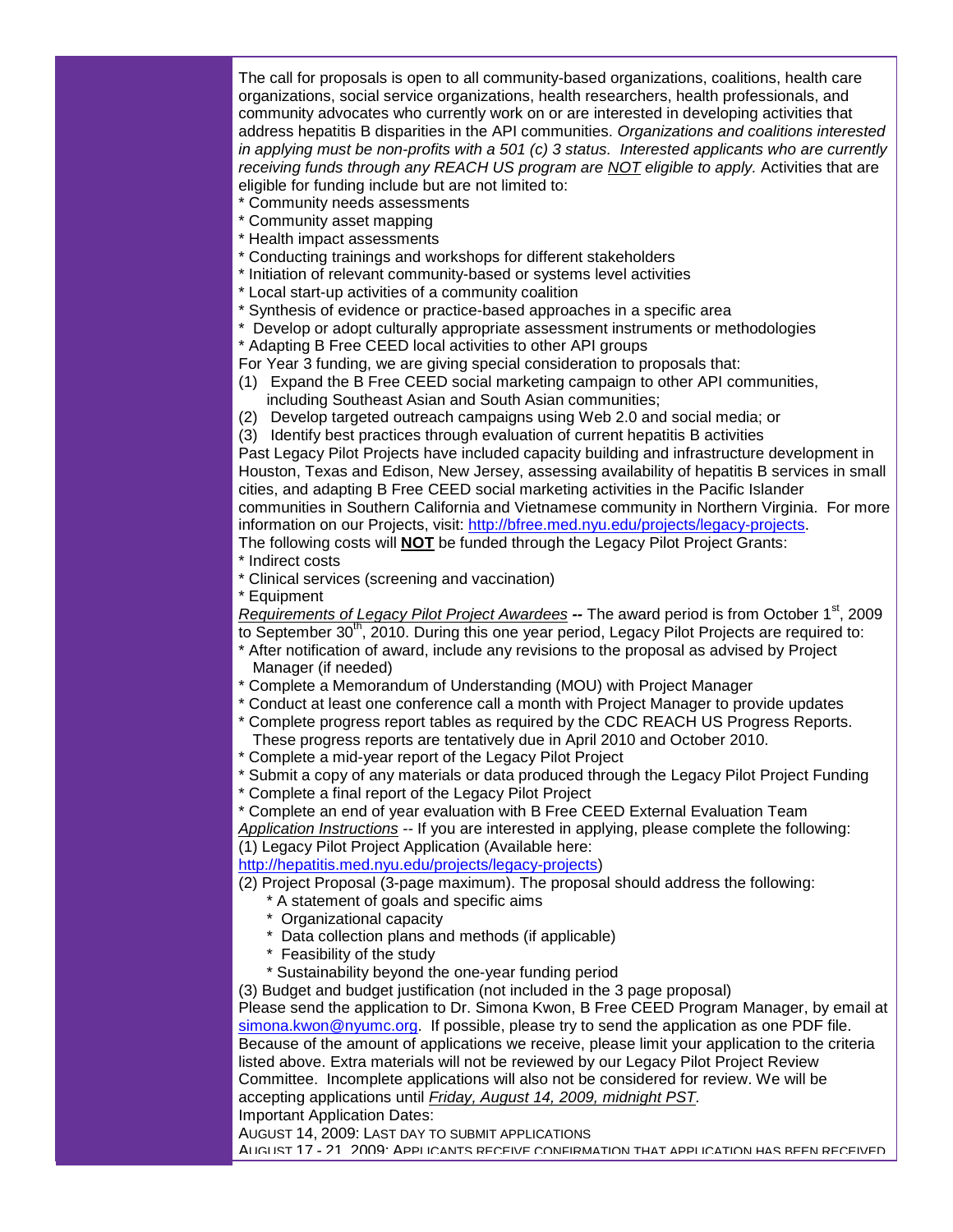The call for proposals is open to all community-based organizations, coalitions, health care organizations, social service organizations, health researchers, health professionals, and community advocates who currently work on or are interested in developing activities that address hepatitis B disparities in the API communities. *Organizations and coalitions interested in applying must be non-profits with a 501 (c) 3 status. Interested applicants who are currently receiving funds through any REACH US program are* *__NOT__* *eligible to apply.* Activities that are eligible for funding include but are not limited to:

* Community needs assessments
* Community asset mapping
* Health impact assessments
* Conducting trainings and workshops for different stakeholders
* Initiation of relevant community-based or systems level activities
* Local start-up activities of a community coalition
* Synthesis of evidence or practice-based approaches in a specific area
* Develop or adopt culturally appropriate assessment instruments or methodologies
* Adapting B Free CEED local activities to other API groups

For Year 3 funding, we are giving special consideration to proposals that:

(1) Expand the B Free CEED social marketing campaign to other API communities, including Southeast Asian and South Asian communities;
(2) Develop targeted outreach campaigns using Web 2.0 and social media; or
(3) Identify best practices through evaluation of current hepatitis B activities

Past Legacy Pilot Projects have included capacity building and infrastructure development in Houston, Texas and Edison, New Jersey, assessing availability of hepatitis B services in small cities, and adapting B Free CEED social marketing activities in the Pacific Islander communities in Southern California and Vietnamese community in Northern Virginia. For more information on our Projects, visit: http://bfree.med.nyu.edu/projects/legacy-projects.

The following costs will **__NOT__** be funded through the Legacy Pilot Project Grants:

* Indirect costs
* Clinical services (screening and vaccination)
* Equipment

*__Requirements of Legacy Pilot Project Awardees__* **--** The award period is from October 1st, 2009 to September 30th, 2010. During this one year period, Legacy Pilot Projects are required to:

* After notification of award, include any revisions to the proposal as advised by Project Manager (if needed)
* Complete a Memorandum of Understanding (MOU) with Project Manager
* Conduct at least one conference call a month with Project Manager to provide updates
* Complete progress report tables as required by the CDC REACH US Progress Reports. These progress reports are tentatively due in April 2010 and October 2010.
* Complete a mid-year report of the Legacy Pilot Project
* Submit a copy of any materials or data produced through the Legacy Pilot Project Funding
* Complete a final report of the Legacy Pilot Project
* Complete an end of year evaluation with B Free CEED External Evaluation Team

*__Application Instructions__* -- If you are interested in applying, please complete the following:

(1) Legacy Pilot Project Application (Available here: http://hepatitis.med.nyu.edu/projects/legacy-projects)

(2) Project Proposal (3-page maximum). The proposal should address the following:

  * A statement of goals and specific aims
  * Organizational capacity
  * Data collection plans and methods (if applicable)
  * Feasibility of the study
  * Sustainability beyond the one-year funding period

(3) Budget and budget justification (not included in the 3 page proposal)

Please send the application to Dr. Simona Kwon, B Free CEED Program Manager, by email at simona.kwon@nyumc.org. If possible, please try to send the application as one PDF file. Because of the amount of applications we receive, please limit your application to the criteria listed above. Extra materials will not be reviewed by our Legacy Pilot Project Review Committee. Incomplete applications will also not be considered for review. We will be accepting applications until *__Friday, August 14, 2009, midnight PST__*.

Important Application Dates:

AUGUST 14, 2009: LAST DAY TO SUBMIT APPLICATIONS

AUGUST 17 - 21, 2009: APPLICANTS RECEIVE CONFIRMATION THAT APPLICATION HAS BEEN RECEIVED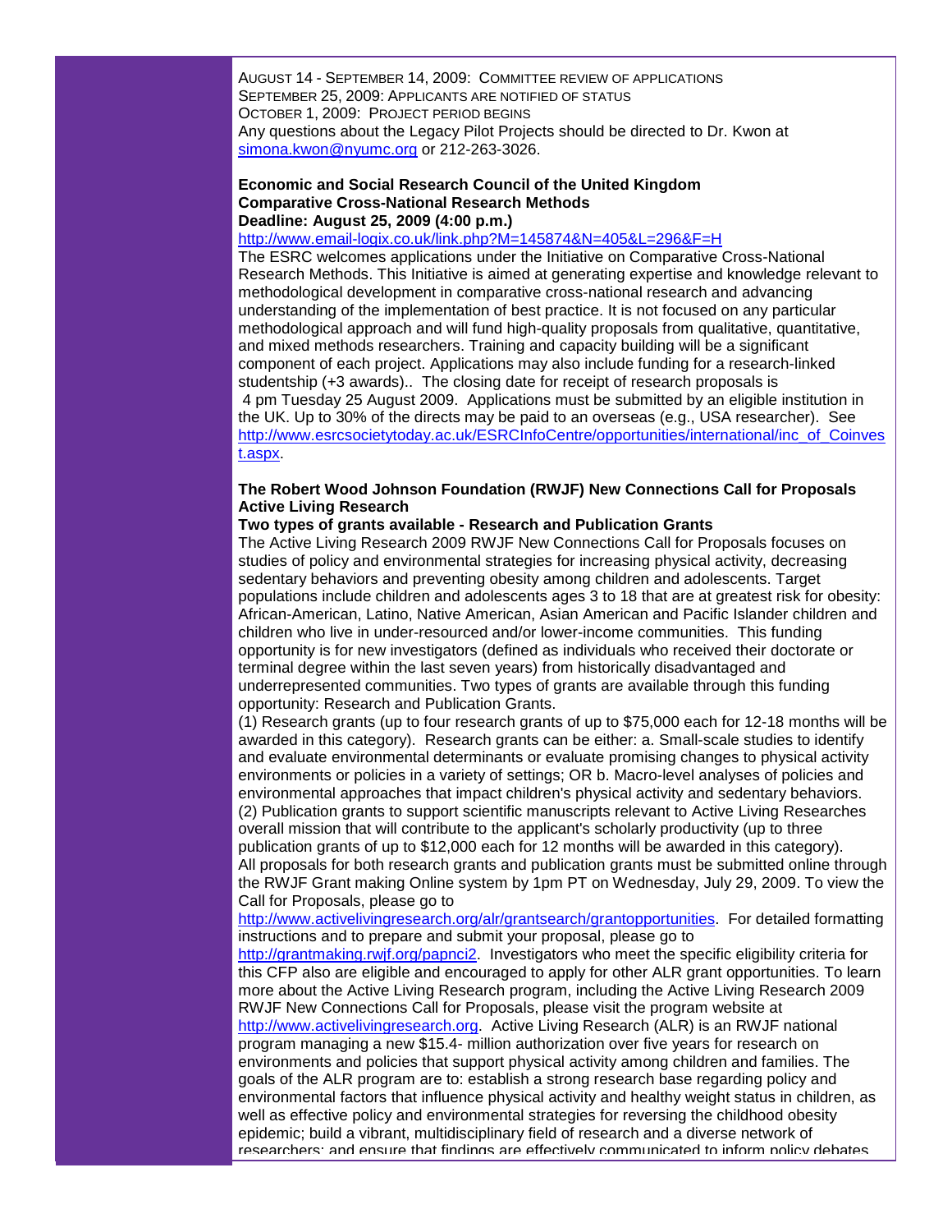August 14 - September 14, 2009: Committee review of applications
September 25, 2009: Applicants are notified of status
October 1, 2009: Project period begins
Any questions about the Legacy Pilot Projects should be directed to Dr. Kwon at simona.kwon@nyumc.org or 212-263-3026.

**Economic and Social Research Council of the United Kingdom**
**Comparative Cross-National Research Methods**
**Deadline: August 25, 2009 (4:00 p.m.)**
http://www.email-logix.co.uk/link.php?M=145874&N=405&L=296&F=H
The ESRC welcomes applications under the Initiative on Comparative Cross-National Research Methods. This Initiative is aimed at generating expertise and knowledge relevant to methodological development in comparative cross-national research and advancing understanding of the implementation of best practice. It is not focused on any particular methodological approach and will fund high-quality proposals from qualitative, quantitative, and mixed methods researchers. Training and capacity building will be a significant component of each project. Applications may also include funding for a research-linked studentship (+3 awards).. The closing date for receipt of research proposals is 4 pm Tuesday 25 August 2009. Applications must be submitted by an eligible institution in the UK. Up to 30% of the directs may be paid to an overseas (e.g., USA researcher). See http://www.esrcsocietytoday.ac.uk/ESRCInfoCentre/opportunities/international/inc_of_Coinvest.aspx.

**The Robert Wood Johnson Foundation (RWJF) New Connections Call for Proposals**
**Active Living Research**
**Two types of grants available - Research and Publication Grants**
The Active Living Research 2009 RWJF New Connections Call for Proposals focuses on studies of policy and environmental strategies for increasing physical activity, decreasing sedentary behaviors and preventing obesity among children and adolescents. Target populations include children and adolescents ages 3 to 18 that are at greatest risk for obesity: African-American, Latino, Native American, Asian American and Pacific Islander children and children who live in under-resourced and/or lower-income communities. This funding opportunity is for new investigators (defined as individuals who received their doctorate or terminal degree within the last seven years) from historically disadvantaged and underrepresented communities. Two types of grants are available through this funding opportunity: Research and Publication Grants.
(1) Research grants (up to four research grants of up to $75,000 each for 12-18 months will be awarded in this category). Research grants can be either: a. Small-scale studies to identify and evaluate environmental determinants or evaluate promising changes to physical activity environments or policies in a variety of settings; OR b. Macro-level analyses of policies and environmental approaches that impact children's physical activity and sedentary behaviors.
(2) Publication grants to support scientific manuscripts relevant to Active Living Researches overall mission that will contribute to the applicant's scholarly productivity (up to three publication grants of up to $12,000 each for 12 months will be awarded in this category).
All proposals for both research grants and publication grants must be submitted online through the RWJF Grant making Online system by 1pm PT on Wednesday, July 29, 2009. To view the Call for Proposals, please go to http://www.activelivingresearch.org/alr/grantsearch/grantopportunities. For detailed formatting instructions and to prepare and submit your proposal, please go to http://grantmaking.rwjf.org/papnci2. Investigators who meet the specific eligibility criteria for this CFP also are eligible and encouraged to apply for other ALR grant opportunities. To learn more about the Active Living Research program, including the Active Living Research 2009 RWJF New Connections Call for Proposals, please visit the program website at http://www.activelivingresearch.org. Active Living Research (ALR) is an RWJF national program managing a new $15.4- million authorization over five years for research on environments and policies that support physical activity among children and families. The goals of the ALR program are to: establish a strong research base regarding policy and environmental factors that influence physical activity and healthy weight status in children, as well as effective policy and environmental strategies for reversing the childhood obesity epidemic; build a vibrant, multidisciplinary field of research and a diverse network of researchers; and ensure that findings are effectively communicated to inform policy debates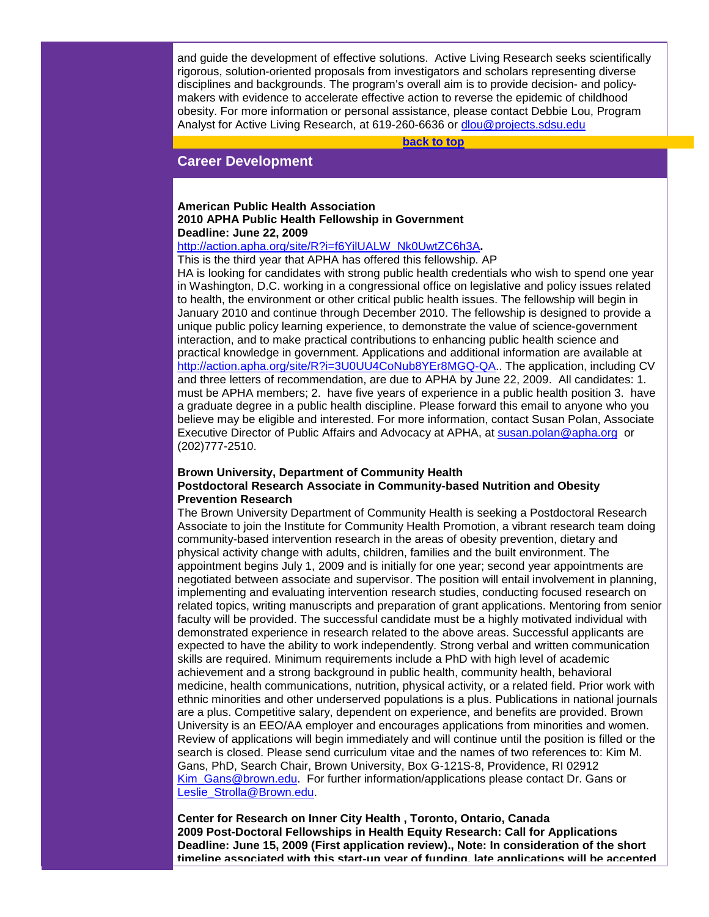and guide the development of effective solutions. Active Living Research seeks scientifically rigorous, solution-oriented proposals from investigators and scholars representing diverse disciplines and backgrounds. The program's overall aim is to provide decision- and policy-makers with evidence to accelerate effective action to reverse the epidemic of childhood obesity. For more information or personal assistance, please contact Debbie Lou, Program Analyst for Active Living Research, at 619-260-6636 or dlou@projects.sdsu.edu

**back to top**

## Career Development

**American Public Health Association**
**2010 APHA Public Health Fellowship in Government**
**Deadline: June 22, 2009**
http://action.apha.org/site/R?i=f6YilUALW_Nk0UwtZC6h3A**.**
This is the third year that APHA has offered this fellowship. AP
HA is looking for candidates with strong public health credentials who wish to spend one year in Washington, D.C. working in a congressional office on legislative and policy issues related to health, the environment or other critical public health issues. The fellowship will begin in January 2010 and continue through December 2010. The fellowship is designed to provide a unique public policy learning experience, to demonstrate the value of science-government interaction, and to make practical contributions to enhancing public health science and practical knowledge in government. Applications and additional information are available at http://action.apha.org/site/R?i=3U0UU4CoNub8YEr8MGQ-QA.. The application, including CV and three letters of recommendation, are due to APHA by June 22, 2009. All candidates: 1. must be APHA members; 2. have five years of experience in a public health position 3. have a graduate degree in a public health discipline. Please forward this email to anyone who you believe may be eligible and interested. For more information, contact Susan Polan, Associate Executive Director of Public Affairs and Advocacy at APHA, at susan.polan@apha.org or (202)777-2510.

**Brown University, Department of Community Health**
**Postdoctoral Research Associate in Community-based Nutrition and Obesity Prevention Research**
The Brown University Department of Community Health is seeking a Postdoctoral Research Associate to join the Institute for Community Health Promotion, a vibrant research team doing community-based intervention research in the areas of obesity prevention, dietary and physical activity change with adults, children, families and the built environment. The appointment begins July 1, 2009 and is initially for one year; second year appointments are negotiated between associate and supervisor. The position will entail involvement in planning, implementing and evaluating intervention research studies, conducting focused research on related topics, writing manuscripts and preparation of grant applications. Mentoring from senior faculty will be provided. The successful candidate must be a highly motivated individual with demonstrated experience in research related to the above areas. Successful applicants are expected to have the ability to work independently. Strong verbal and written communication skills are required. Minimum requirements include a PhD with high level of academic achievement and a strong background in public health, community health, behavioral medicine, health communications, nutrition, physical activity, or a related field. Prior work with ethnic minorities and other underserved populations is a plus. Publications in national journals are a plus. Competitive salary, dependent on experience, and benefits are provided. Brown University is an EEO/AA employer and encourages applications from minorities and women. Review of applications will begin immediately and will continue until the position is filled or the search is closed. Please send curriculum vitae and the names of two references to: Kim M. Gans, PhD, Search Chair, Brown University, Box G-121S-8, Providence, RI 02912 Kim_Gans@brown.edu. For further information/applications please contact Dr. Gans or Leslie_Strolla@Brown.edu.

**Center for Research on Inner City Health , Toronto, Ontario, Canada**
**2009 Post-Doctoral Fellowships in Health Equity Research: Call for Applications**
**Deadline: June 15, 2009 (First application review)., Note: In consideration of the short timeline associated with this start-up year of funding, late applications will be accepted**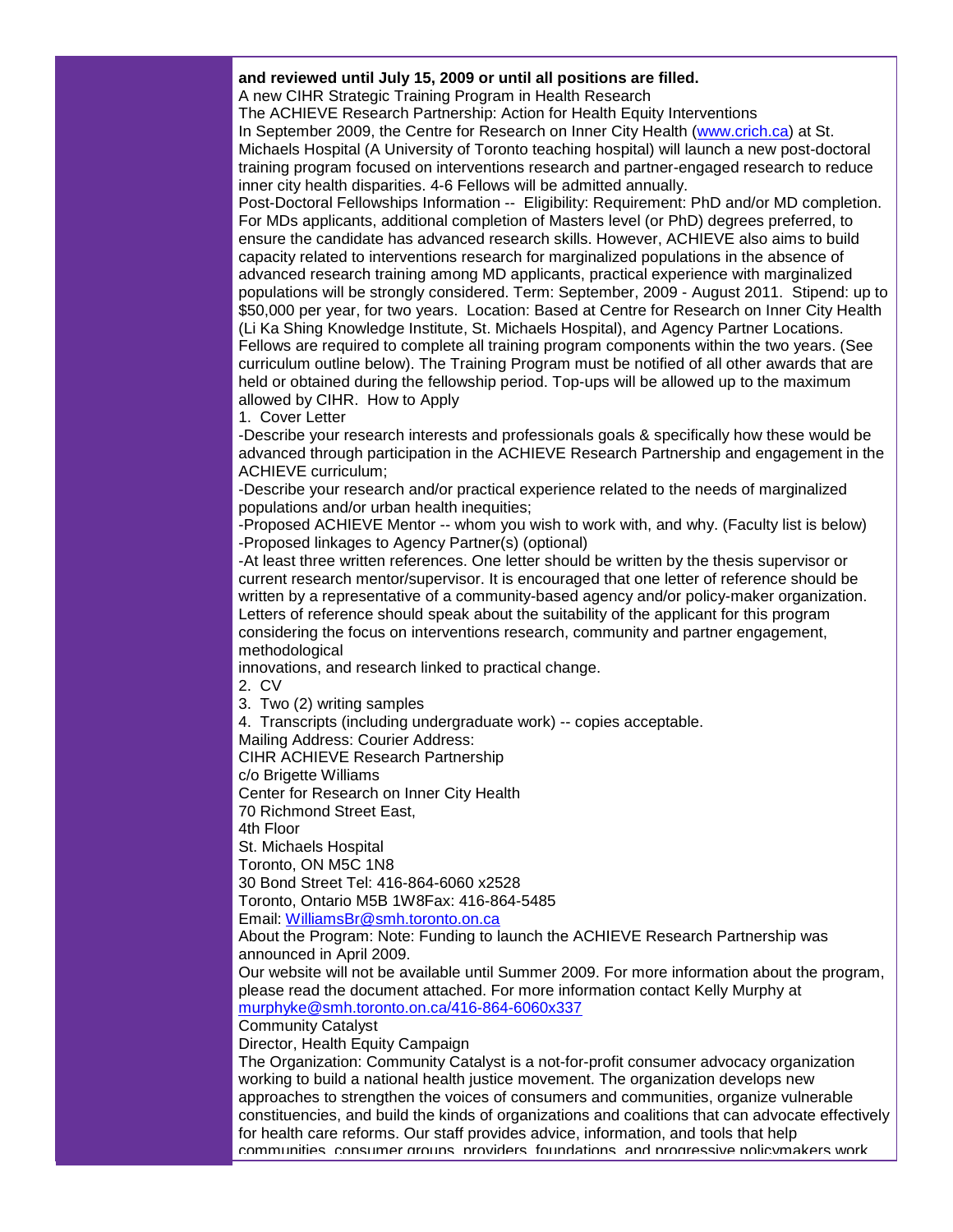**and reviewed until July 15, 2009 or until all positions are filled.**

A new CIHR Strategic Training Program in Health Research

The ACHIEVE Research Partnership: Action for Health Equity Interventions

In September 2009, the Centre for Research on Inner City Health ([www.crich.ca](www.crich.ca)) at St. Michaels Hospital (A University of Toronto teaching hospital) will launch a new post-doctoral training program focused on interventions research and partner-engaged research to reduce inner city health disparities. 4-6 Fellows will be admitted annually.

Post-Doctoral Fellowships Information -- Eligibility: Requirement: PhD and/or MD completion. For MDs applicants, additional completion of Masters level (or PhD) degrees preferred, to ensure the candidate has advanced research skills. However, ACHIEVE also aims to build capacity related to interventions research for marginalized populations in the absence of advanced research training among MD applicants, practical experience with marginalized populations will be strongly considered. Term: September, 2009 - August 2011. Stipend: up to $50,000 per year, for two years. Location: Based at Centre for Research on Inner City Health (Li Ka Shing Knowledge Institute, St. Michaels Hospital), and Agency Partner Locations. Fellows are required to complete all training program components within the two years. (See curriculum outline below). The Training Program must be notified of all other awards that are held or obtained during the fellowship period. Top-ups will be allowed up to the maximum allowed by CIHR. How to Apply

1. Cover Letter

-Describe your research interests and professionals goals & specifically how these would be advanced through participation in the ACHIEVE Research Partnership and engagement in the ACHIEVE curriculum;

-Describe your research and/or practical experience related to the needs of marginalized populations and/or urban health inequities;

-Proposed ACHIEVE Mentor -- whom you wish to work with, and why. (Faculty list is below)

-Proposed linkages to Agency Partner(s) (optional)

-At least three written references. One letter should be written by the thesis supervisor or current research mentor/supervisor. It is encouraged that one letter of reference should be written by a representative of a community-based agency and/or policy-maker organization. Letters of reference should speak about the suitability of the applicant for this program considering the focus on interventions research, community and partner engagement, methodological
innovations, and research linked to practical change.

2. CV
3. Two (2) writing samples
4. Transcripts (including undergraduate work) -- copies acceptable.

Mailing Address: Courier Address:
CIHR ACHIEVE Research Partnership
c/o Brigette Williams
Center for Research on Inner City Health
70 Richmond Street East,
4th Floor
St. Michaels Hospital
Toronto, ON M5C 1N8
30 Bond Street Tel: 416-864-6060 x2528
Toronto, Ontario M5B 1W8Fax: 416-864-5485
Email: [WilliamsBr@smh.toronto.on.ca](mailto:WilliamsBr@smh.toronto.on.ca)

About the Program: Note: Funding to launch the ACHIEVE Research Partnership was announced in April 2009.

Our website will not be available until Summer 2009. For more information about the program, please read the document attached. For more information contact Kelly Murphy at [murphyke@smh.toronto.on.ca/416-864-6060x337](mailto:murphyke@smh.toronto.on.ca)

Community Catalyst

Director, Health Equity Campaign

The Organization: Community Catalyst is a not-for-profit consumer advocacy organization working to build a national health justice movement. The organization develops new approaches to strengthen the voices of consumers and communities, organize vulnerable constituencies, and build the kinds of organizations and coalitions that can advocate effectively for health care reforms. Our staff provides advice, information, and tools that help communities, consumer groups, providers, foundations, and progressive policymakers work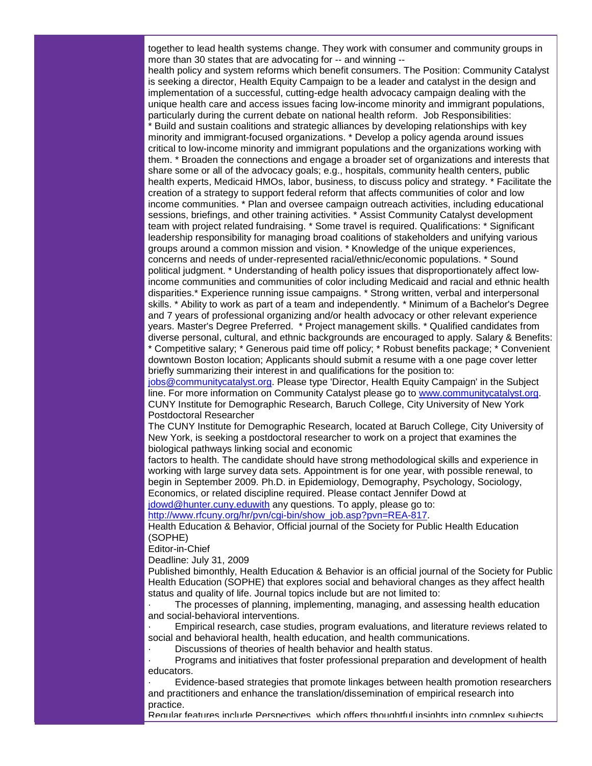together to lead health systems change. They work with consumer and community groups in more than 30 states that are advocating for -- and winning -- health policy and system reforms which benefit consumers. The Position: Community Catalyst is seeking a director, Health Equity Campaign to be a leader and catalyst in the design and implementation of a successful, cutting-edge health advocacy campaign dealing with the unique health care and access issues facing low-income minority and immigrant populations, particularly during the current debate on national health reform. Job Responsibilities: * Build and sustain coalitions and strategic alliances by developing relationships with key minority and immigrant-focused organizations. * Develop a policy agenda around issues critical to low-income minority and immigrant populations and the organizations working with them. * Broaden the connections and engage a broader set of organizations and interests that share some or all of the advocacy goals; e.g., hospitals, community health centers, public health experts, Medicaid HMOs, labor, business, to discuss policy and strategy. * Facilitate the creation of a strategy to support federal reform that affects communities of color and low income communities. * Plan and oversee campaign outreach activities, including educational sessions, briefings, and other training activities. * Assist Community Catalyst development team with project related fundraising. * Some travel is required. Qualifications: * Significant leadership responsibility for managing broad coalitions of stakeholders and unifying various groups around a common mission and vision. * Knowledge of the unique experiences, concerns and needs of under-represented racial/ethnic/economic populations. * Sound political judgment. * Understanding of health policy issues that disproportionately affect low-income communities and communities of color including Medicaid and racial and ethnic health disparities.* Experience running issue campaigns. * Strong written, verbal and interpersonal skills. * Ability to work as part of a team and independently. * Minimum of a Bachelor's Degree and 7 years of professional organizing and/or health advocacy or other relevant experience years. Master's Degree Preferred. * Project management skills. * Qualified candidates from diverse personal, cultural, and ethnic backgrounds are encouraged to apply. Salary & Benefits: * Competitive salary; * Generous paid time off policy; * Robust benefits package; * Convenient downtown Boston location; Applicants should submit a resume with a one page cover letter briefly summarizing their interest in and qualifications for the position to: jobs@communitycatalyst.org. Please type 'Director, Health Equity Campaign' in the Subject line. For more information on Community Catalyst please go to www.communitycatalyst.org.

CUNY Institute for Demographic Research, Baruch College, City University of New York
Postdoctoral Researcher

The CUNY Institute for Demographic Research, located at Baruch College, City University of New York, is seeking a postdoctoral researcher to work on a project that examines the biological pathways linking social and economic factors to health. The candidate should have strong methodological skills and experience in working with large survey data sets. Appointment is for one year, with possible renewal, to begin in September 2009. Ph.D. in Epidemiology, Demography, Psychology, Sociology, Economics, or related discipline required. Please contact Jennifer Dowd at jdowd@hunter.cuny.eduwith any questions. To apply, please go to: http://www.rfcuny.org/hr/pvn/cgi-bin/show_job.asp?pvn=REA-817.

Health Education & Behavior, Official journal of the Society for Public Health Education (SOPHE)
Editor-in-Chief
Deadline: July 31, 2009

Published bimonthly, Health Education & Behavior is an official journal of the Society for Public Health Education (SOPHE) that explores social and behavioral changes as they affect health status and quality of life. Journal topics include but are not limited to:

- The processes of planning, implementing, managing, and assessing health education and social-behavioral interventions.
- Empirical research, case studies, program evaluations, and literature reviews related to social and behavioral health, health education, and health communications.
- Discussions of theories of health behavior and health status.
- Programs and initiatives that foster professional preparation and development of health educators.
- Evidence-based strategies that promote linkages between health promotion researchers and practitioners and enhance the translation/dissemination of empirical research into practice.

Regular features include Perspectives, which offers thoughtful insights into complex subjects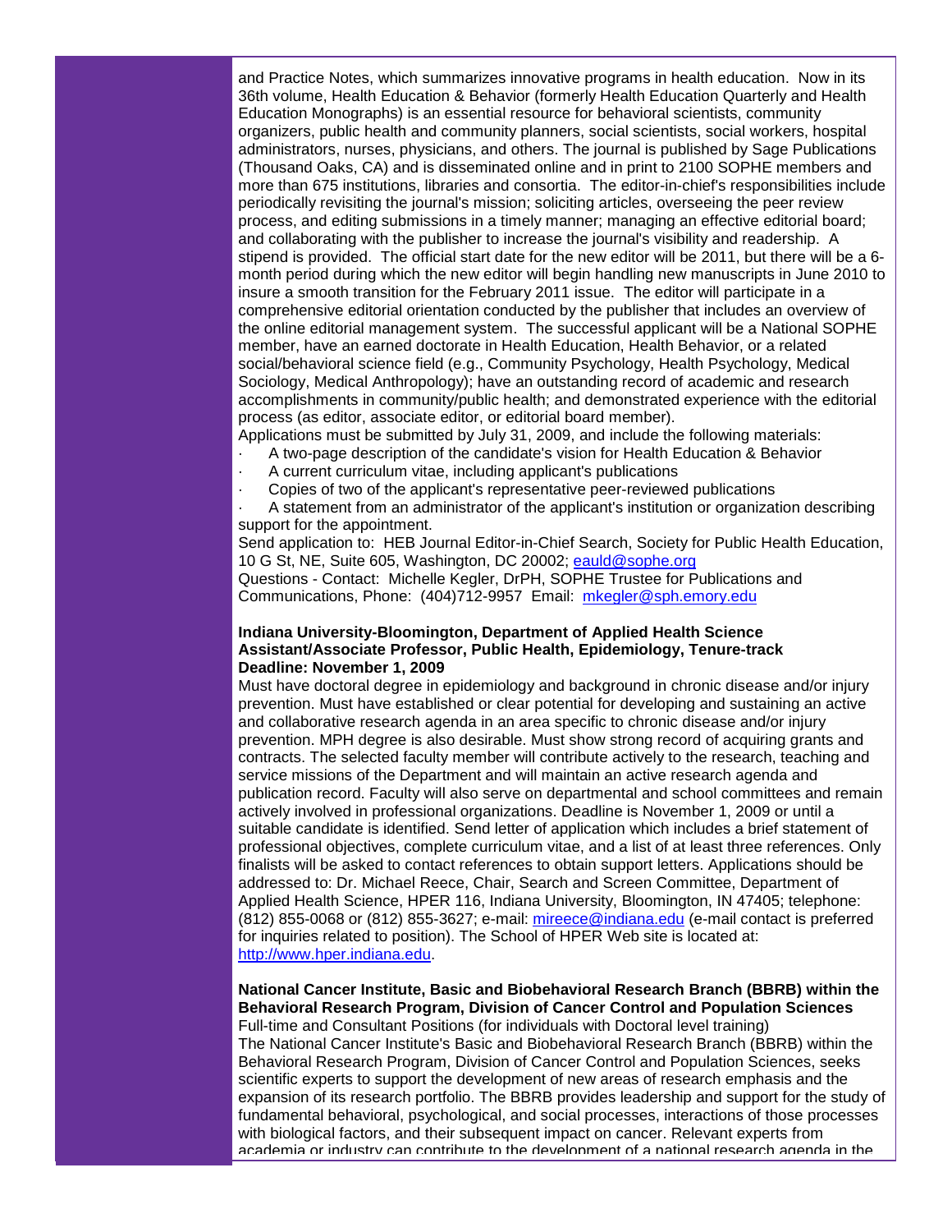and Practice Notes, which summarizes innovative programs in health education. Now in its 36th volume, Health Education & Behavior (formerly Health Education Quarterly and Health Education Monographs) is an essential resource for behavioral scientists, community organizers, public health and community planners, social scientists, social workers, hospital administrators, nurses, physicians, and others. The journal is published by Sage Publications (Thousand Oaks, CA) and is disseminated online and in print to 2100 SOPHE members and more than 675 institutions, libraries and consortia. The editor-in-chief's responsibilities include periodically revisiting the journal's mission; soliciting articles, overseeing the peer review process, and editing submissions in a timely manner; managing an effective editorial board; and collaborating with the publisher to increase the journal's visibility and readership. A stipend is provided. The official start date for the new editor will be 2011, but there will be a 6-month period during which the new editor will begin handling new manuscripts in June 2010 to insure a smooth transition for the February 2011 issue. The editor will participate in a comprehensive editorial orientation conducted by the publisher that includes an overview of the online editorial management system. The successful applicant will be a National SOPHE member, have an earned doctorate in Health Education, Health Behavior, or a related social/behavioral science field (e.g., Community Psychology, Health Psychology, Medical Sociology, Medical Anthropology); have an outstanding record of academic and research accomplishments in community/public health; and demonstrated experience with the editorial process (as editor, associate editor, or editorial board member).
Applications must be submitted by July 31, 2009, and include the following materials:

- A two-page description of the candidate's vision for Health Education & Behavior
- A current curriculum vitae, including applicant's publications
- Copies of two of the applicant's representative peer-reviewed publications
- A statement from an administrator of the applicant's institution or organization describing support for the appointment.

Send application to: HEB Journal Editor-in-Chief Search, Society for Public Health Education, 10 G St, NE, Suite 605, Washington, DC 20002; eauld@sophe.org
Questions - Contact: Michelle Kegler, DrPH, SOPHE Trustee for Publications and Communications, Phone: (404)712-9957 Email: mkegler@sph.emory.edu

**Indiana University-Bloomington, Department of Applied Health Science**
**Assistant/Associate Professor, Public Health, Epidemiology, Tenure-track**
**Deadline: November 1, 2009**
Must have doctoral degree in epidemiology and background in chronic disease and/or injury prevention. Must have established or clear potential for developing and sustaining an active and collaborative research agenda in an area specific to chronic disease and/or injury prevention. MPH degree is also desirable. Must show strong record of acquiring grants and contracts. The selected faculty member will contribute actively to the research, teaching and service missions of the Department and will maintain an active research agenda and publication record. Faculty will also serve on departmental and school committees and remain actively involved in professional organizations. Deadline is November 1, 2009 or until a suitable candidate is identified. Send letter of application which includes a brief statement of professional objectives, complete curriculum vitae, and a list of at least three references. Only finalists will be asked to contact references to obtain support letters. Applications should be addressed to: Dr. Michael Reece, Chair, Search and Screen Committee, Department of Applied Health Science, HPER 116, Indiana University, Bloomington, IN 47405; telephone: (812) 855-0068 or (812) 855-3627; e-mail: mireece@indiana.edu (e-mail contact is preferred for inquiries related to position). The School of HPER Web site is located at: http://www.hper.indiana.edu.

**National Cancer Institute, Basic and Biobehavioral Research Branch (BBRB) within the Behavioral Research Program, Division of Cancer Control and Population Sciences**
Full-time and Consultant Positions (for individuals with Doctoral level training)
The National Cancer Institute's Basic and Biobehavioral Research Branch (BBRB) within the Behavioral Research Program, Division of Cancer Control and Population Sciences, seeks scientific experts to support the development of new areas of research emphasis and the expansion of its research portfolio. The BBRB provides leadership and support for the study of fundamental behavioral, psychological, and social processes, interactions of those processes with biological factors, and their subsequent impact on cancer. Relevant experts from academia or industry can contribute to the development of a national research agenda in the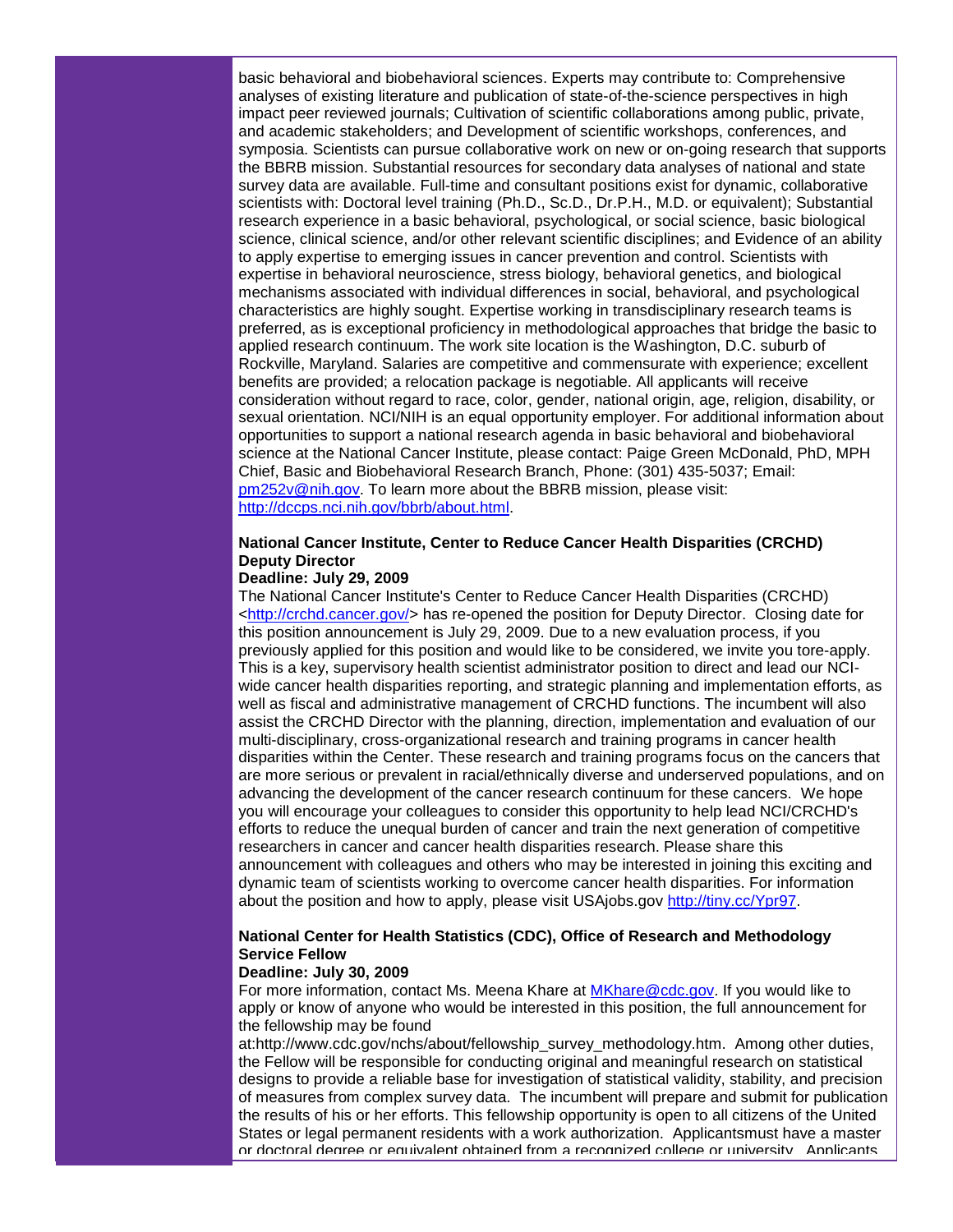basic behavioral and biobehavioral sciences. Experts may contribute to: Comprehensive analyses of existing literature and publication of state-of-the-science perspectives in high impact peer reviewed journals; Cultivation of scientific collaborations among public, private, and academic stakeholders; and Development of scientific workshops, conferences, and symposia. Scientists can pursue collaborative work on new or on-going research that supports the BBRB mission. Substantial resources for secondary data analyses of national and state survey data are available. Full-time and consultant positions exist for dynamic, collaborative scientists with: Doctoral level training (Ph.D., Sc.D., Dr.P.H., M.D. or equivalent); Substantial research experience in a basic behavioral, psychological, or social science, basic biological science, clinical science, and/or other relevant scientific disciplines; and Evidence of an ability to apply expertise to emerging issues in cancer prevention and control. Scientists with expertise in behavioral neuroscience, stress biology, behavioral genetics, and biological mechanisms associated with individual differences in social, behavioral, and psychological characteristics are highly sought. Expertise working in transdisciplinary research teams is preferred, as is exceptional proficiency in methodological approaches that bridge the basic to applied research continuum. The work site location is the Washington, D.C. suburb of Rockville, Maryland. Salaries are competitive and commensurate with experience; excellent benefits are provided; a relocation package is negotiable. All applicants will receive consideration without regard to race, color, gender, national origin, age, religion, disability, or sexual orientation. NCI/NIH is an equal opportunity employer. For additional information about opportunities to support a national research agenda in basic behavioral and biobehavioral science at the National Cancer Institute, please contact: Paige Green McDonald, PhD, MPH Chief, Basic and Biobehavioral Research Branch, Phone: (301) 435-5037; Email: [pm252v@nih.gov](mailto:pm252v@nih.gov). To learn more about the BBRB mission, please visit: [http://dccps.nci.nih.gov/bbrb/about.html](http://dccps.nci.nih.gov/bbrb/about.html).

**National Cancer Institute, Center to Reduce Cancer Health Disparities (CRCHD) Deputy Director**
**Deadline: July 29, 2009**

The National Cancer Institute's Center to Reduce Cancer Health Disparities (CRCHD) <[http://crchd.cancer.gov/](http://crchd.cancer.gov/)> has re-opened the position for Deputy Director. Closing date for this position announcement is July 29, 2009. Due to a new evaluation process, if you previously applied for this position and would like to be considered, we invite you tore-apply. This is a key, supervisory health scientist administrator position to direct and lead our NCI-wide cancer health disparities reporting, and strategic planning and implementation efforts, as well as fiscal and administrative management of CRCHD functions. The incumbent will also assist the CRCHD Director with the planning, direction, implementation and evaluation of our multi-disciplinary, cross-organizational research and training programs in cancer health disparities within the Center. These research and training programs focus on the cancers that are more serious or prevalent in racial/ethnically diverse and underserved populations, and on advancing the development of the cancer research continuum for these cancers. We hope you will encourage your colleagues to consider this opportunity to help lead NCI/CRCHD's efforts to reduce the unequal burden of cancer and train the next generation of competitive researchers in cancer and cancer health disparities research. Please share this announcement with colleagues and others who may be interested in joining this exciting and dynamic team of scientists working to overcome cancer health disparities. For information about the position and how to apply, please visit USAjobs.gov [http://tiny.cc/Ypr97](http://tiny.cc/Ypr97).

**National Center for Health Statistics (CDC), Office of Research and Methodology Service Fellow**
**Deadline: July 30, 2009**

For more information, contact Ms. Meena Khare at [MKhare@cdc.gov](mailto:MKhare@cdc.gov). If you would like to apply or know of anyone who would be interested in this position, the full announcement for the fellowship may be found at:http://www.cdc.gov/nchs/about/fellowship_survey_methodology.htm. Among other duties, the Fellow will be responsible for conducting original and meaningful research on statistical designs to provide a reliable base for investigation of statistical validity, stability, and precision of measures from complex survey data. The incumbent will prepare and submit for publication the results of his or her efforts. This fellowship opportunity is open to all citizens of the United States or legal permanent residents with a work authorization. Applicantsmust have a master or doctoral degree or equivalent obtained from a recognized college or university. Applicants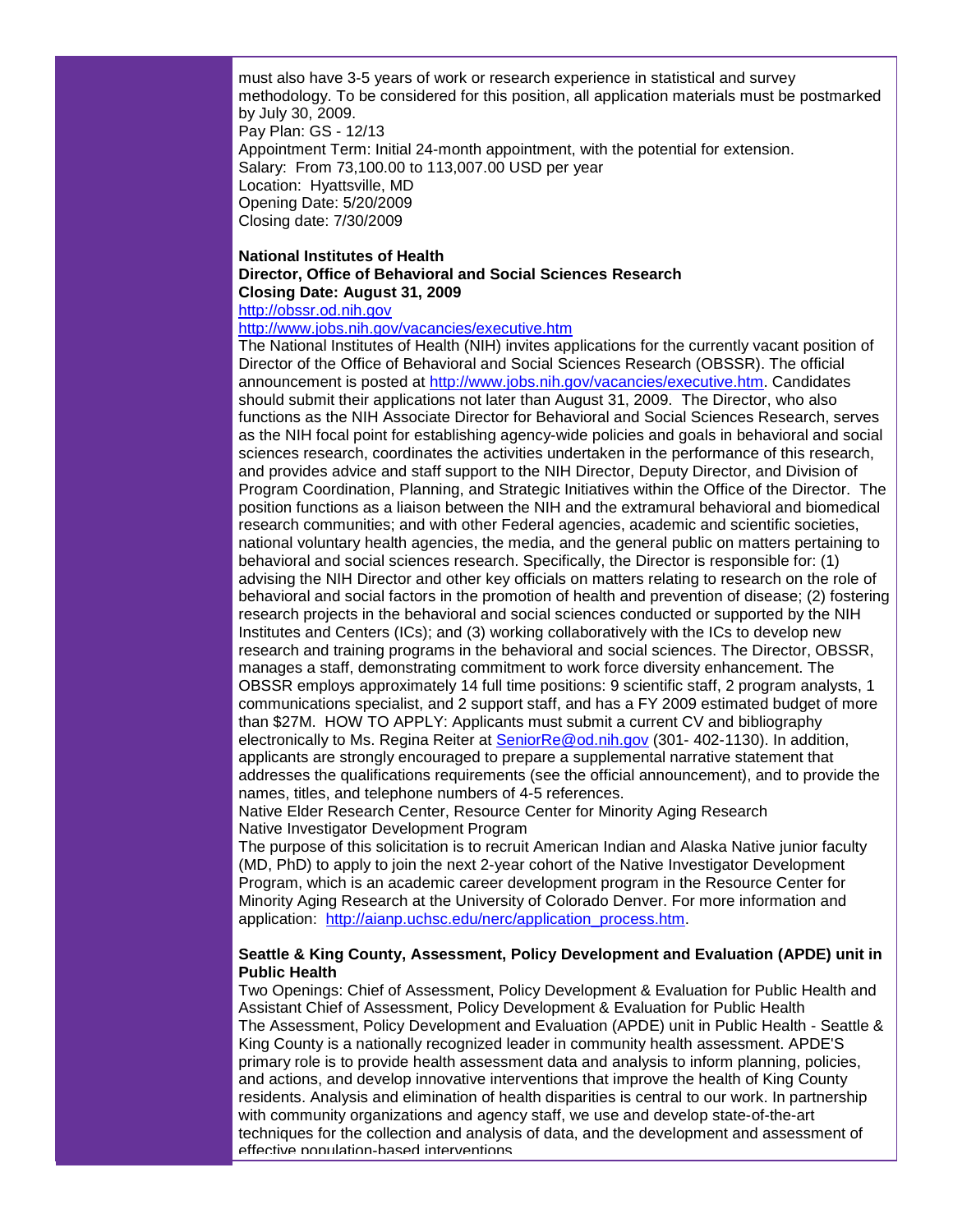must also have 3-5 years of work or research experience in statistical and survey methodology. To be considered for this position, all application materials must be postmarked by July 30, 2009.
Pay Plan: GS - 12/13
Appointment Term: Initial 24-month appointment, with the potential for extension.
Salary: From 73,100.00 to 113,007.00 USD per year
Location: Hyattsville, MD
Opening Date: 5/20/2009
Closing date: 7/30/2009

**National Institutes of Health**
**Director, Office of Behavioral and Social Sciences Research**
**Closing Date: August 31, 2009**
http://obssr.od.nih.gov
http://www.jobs.nih.gov/vacancies/executive.htm
The National Institutes of Health (NIH) invites applications for the currently vacant position of Director of the Office of Behavioral and Social Sciences Research (OBSSR). The official announcement is posted at http://www.jobs.nih.gov/vacancies/executive.htm. Candidates should submit their applications not later than August 31, 2009. The Director, who also functions as the NIH Associate Director for Behavioral and Social Sciences Research, serves as the NIH focal point for establishing agency-wide policies and goals in behavioral and social sciences research, coordinates the activities undertaken in the performance of this research, and provides advice and staff support to the NIH Director, Deputy Director, and Division of Program Coordination, Planning, and Strategic Initiatives within the Office of the Director. The position functions as a liaison between the NIH and the extramural behavioral and biomedical research communities; and with other Federal agencies, academic and scientific societies, national voluntary health agencies, the media, and the general public on matters pertaining to behavioral and social sciences research. Specifically, the Director is responsible for: (1) advising the NIH Director and other key officials on matters relating to research on the role of behavioral and social factors in the promotion of health and prevention of disease; (2) fostering research projects in the behavioral and social sciences conducted or supported by the NIH Institutes and Centers (ICs); and (3) working collaboratively with the ICs to develop new research and training programs in the behavioral and social sciences. The Director, OBSSR, manages a staff, demonstrating commitment to work force diversity enhancement. The OBSSR employs approximately 14 full time positions: 9 scientific staff, 2 program analysts, 1 communications specialist, and 2 support staff, and has a FY 2009 estimated budget of more than $27M. HOW TO APPLY: Applicants must submit a current CV and bibliography electronically to Ms. Regina Reiter at SeniorRe@od.nih.gov (301- 402-1130). In addition, applicants are strongly encouraged to prepare a supplemental narrative statement that addresses the qualifications requirements (see the official announcement), and to provide the names, titles, and telephone numbers of 4-5 references.
Native Elder Research Center, Resource Center for Minority Aging Research
Native Investigator Development Program
The purpose of this solicitation is to recruit American Indian and Alaska Native junior faculty (MD, PhD) to apply to join the next 2-year cohort of the Native Investigator Development Program, which is an academic career development program in the Resource Center for Minority Aging Research at the University of Colorado Denver. For more information and application: http://aianp.uchsc.edu/nerc/application_process.htm.

**Seattle & King County, Assessment, Policy Development and Evaluation (APDE) unit in Public Health**
Two Openings: Chief of Assessment, Policy Development & Evaluation for Public Health and Assistant Chief of Assessment, Policy Development & Evaluation for Public Health
The Assessment, Policy Development and Evaluation (APDE) unit in Public Health - Seattle & King County is a nationally recognized leader in community health assessment. APDE'S primary role is to provide health assessment data and analysis to inform planning, policies, and actions, and develop innovative interventions that improve the health of King County residents. Analysis and elimination of health disparities is central to our work. In partnership with community organizations and agency staff, we use and develop state-of-the-art techniques for the collection and analysis of data, and the development and assessment of effective population-based interventions.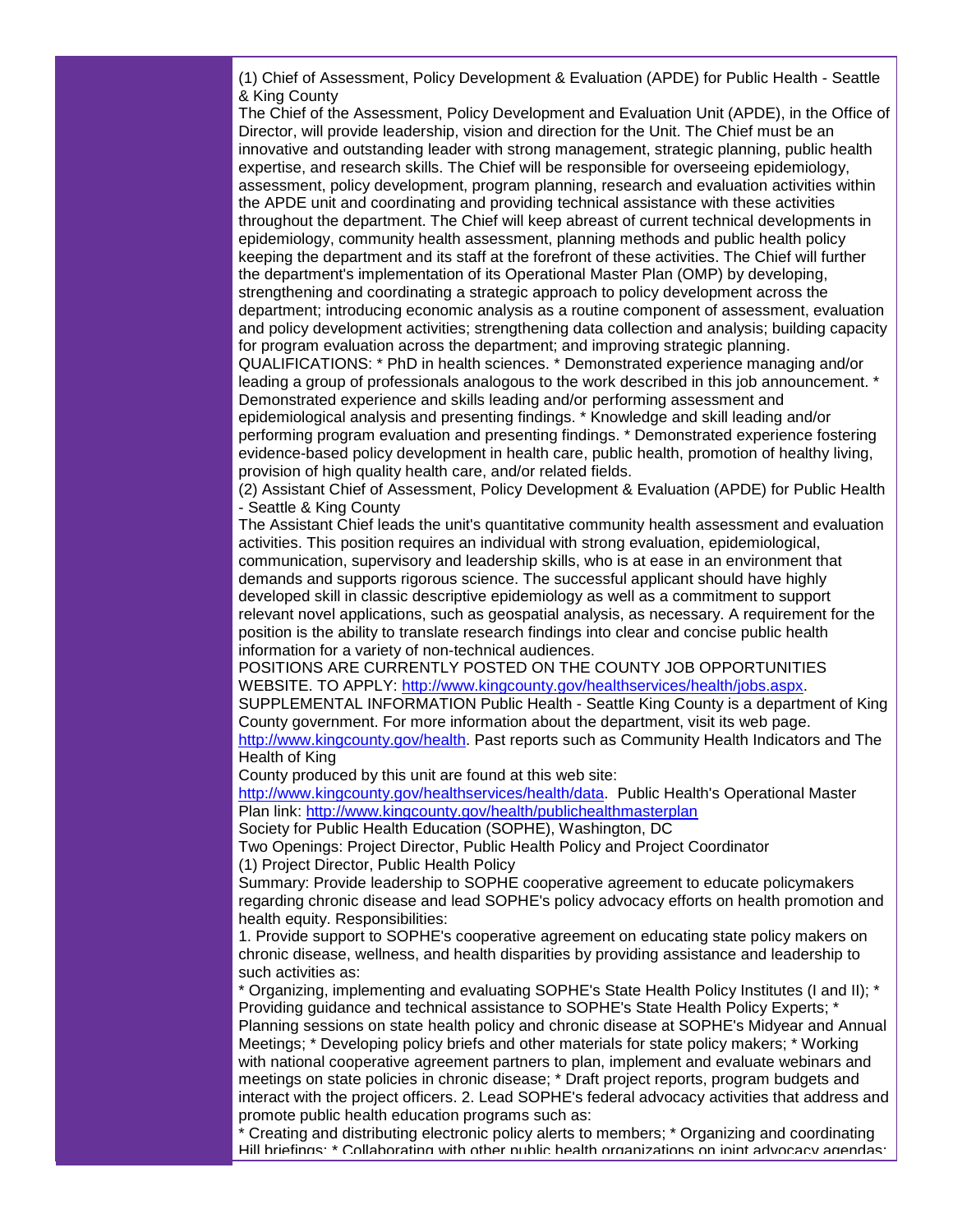(1) Chief of Assessment, Policy Development & Evaluation (APDE) for Public Health - Seattle & King County

The Chief of the Assessment, Policy Development and Evaluation Unit (APDE), in the Office of Director, will provide leadership, vision and direction for the Unit. The Chief must be an innovative and outstanding leader with strong management, strategic planning, public health expertise, and research skills. The Chief will be responsible for overseeing epidemiology, assessment, policy development, program planning, research and evaluation activities within the APDE unit and coordinating and providing technical assistance with these activities throughout the department. The Chief will keep abreast of current technical developments in epidemiology, community health assessment, planning methods and public health policy keeping the department and its staff at the forefront of these activities. The Chief will further the department's implementation of its Operational Master Plan (OMP) by developing, strengthening and coordinating a strategic approach to policy development across the department; introducing economic analysis as a routine component of assessment, evaluation and policy development activities; strengthening data collection and analysis; building capacity for program evaluation across the department; and improving strategic planning.

QUALIFICATIONS: * PhD in health sciences. * Demonstrated experience managing and/or leading a group of professionals analogous to the work described in this job announcement. * Demonstrated experience and skills leading and/or performing assessment and epidemiological analysis and presenting findings. * Knowledge and skill leading and/or performing program evaluation and presenting findings. * Demonstrated experience fostering evidence-based policy development in health care, public health, promotion of healthy living, provision of high quality health care, and/or related fields.

(2) Assistant Chief of Assessment, Policy Development & Evaluation (APDE) for Public Health - Seattle & King County

The Assistant Chief leads the unit's quantitative community health assessment and evaluation activities. This position requires an individual with strong evaluation, epidemiological, communication, supervisory and leadership skills, who is at ease in an environment that demands and supports rigorous science. The successful applicant should have highly developed skill in classic descriptive epidemiology as well as a commitment to support relevant novel applications, such as geospatial analysis, as necessary. A requirement for the position is the ability to translate research findings into clear and concise public health information for a variety of non-technical audiences.

POSITIONS ARE CURRENTLY POSTED ON THE COUNTY JOB OPPORTUNITIES WEBSITE. TO APPLY: [http://www.kingcounty.gov/healthservices/health/jobs.aspx](http://www.kingcounty.gov/healthservices/health/jobs.aspx).

SUPPLEMENTAL INFORMATION Public Health - Seattle King County is a department of King County government. For more information about the department, visit its web page. [http://www.kingcounty.gov/health](http://www.kingcounty.gov/health). Past reports such as Community Health Indicators and The Health of King County produced by this unit are found at this web site: [http://www.kingcounty.gov/healthservices/health/data](http://www.kingcounty.gov/healthservices/health/data). Public Health's Operational Master Plan link: [http://www.kingcounty.gov/health/publichealthmasterplan](http://www.kingcounty.gov/health/publichealthmasterplan)

Society for Public Health Education (SOPHE), Washington, DC

Two Openings: Project Director, Public Health Policy and Project Coordinator

(1) Project Director, Public Health Policy

Summary: Provide leadership to SOPHE cooperative agreement to educate policymakers regarding chronic disease and lead SOPHE's policy advocacy efforts on health promotion and health equity. Responsibilities:

1. Provide support to SOPHE's cooperative agreement on educating state policy makers on chronic disease, wellness, and health disparities by providing assistance and leadership to such activities as:

* Organizing, implementing and evaluating SOPHE's State Health Policy Institutes (I and II); * Providing guidance and technical assistance to SOPHE's State Health Policy Experts; * Planning sessions on state health policy and chronic disease at SOPHE's Midyear and Annual Meetings; * Developing policy briefs and other materials for state policy makers; * Working with national cooperative agreement partners to plan, implement and evaluate webinars and meetings on state policies in chronic disease; * Draft project reports, program budgets and interact with the project officers. 2. Lead SOPHE's federal advocacy activities that address and promote public health education programs such as:

* Creating and distributing electronic policy alerts to members; * Organizing and coordinating Hill briefings; * Collaborating with other public health organizations on joint advocacy agendas;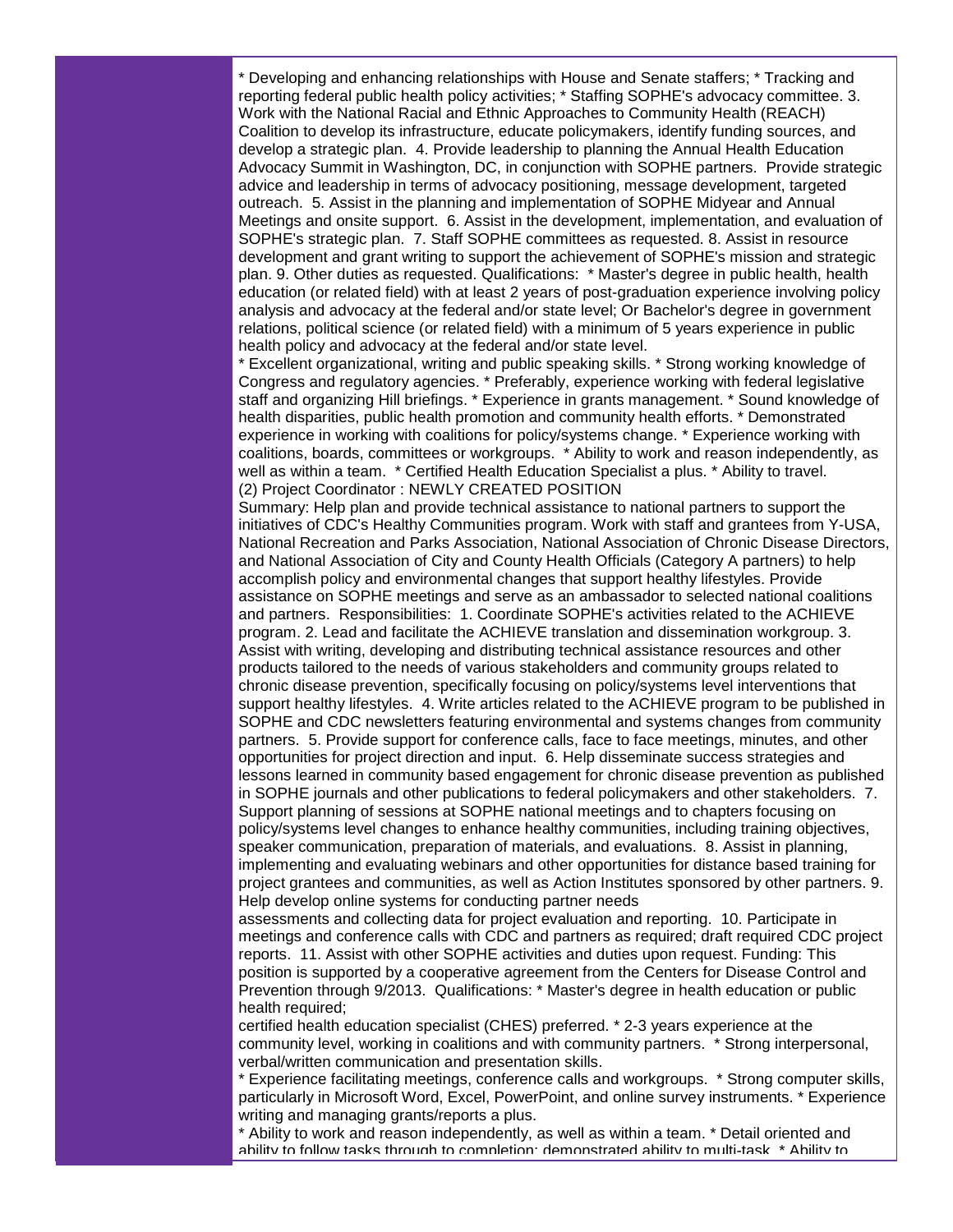* Developing and enhancing relationships with House and Senate staffers; * Tracking and reporting federal public health policy activities; * Staffing SOPHE's advocacy committee. 3. Work with the National Racial and Ethnic Approaches to Community Health (REACH) Coalition to develop its infrastructure, educate policymakers, identify funding sources, and develop a strategic plan. 4. Provide leadership to planning the Annual Health Education Advocacy Summit in Washington, DC, in conjunction with SOPHE partners. Provide strategic advice and leadership in terms of advocacy positioning, message development, targeted outreach. 5. Assist in the planning and implementation of SOPHE Midyear and Annual Meetings and onsite support. 6. Assist in the development, implementation, and evaluation of SOPHE's strategic plan. 7. Staff SOPHE committees as requested. 8. Assist in resource development and grant writing to support the achievement of SOPHE's mission and strategic plan. 9. Other duties as requested. Qualifications: * Master's degree in public health, health education (or related field) with at least 2 years of post-graduation experience involving policy analysis and advocacy at the federal and/or state level; Or Bachelor's degree in government relations, political science (or related field) with a minimum of 5 years experience in public health policy and advocacy at the federal and/or state level.

* Excellent organizational, writing and public speaking skills. * Strong working knowledge of Congress and regulatory agencies. * Preferably, experience working with federal legislative staff and organizing Hill briefings. * Experience in grants management. * Sound knowledge of health disparities, public health promotion and community health efforts. * Demonstrated experience in working with coalitions for policy/systems change. * Experience working with coalitions, boards, committees or workgroups. * Ability to work and reason independently, as well as within a team. * Certified Health Education Specialist a plus. * Ability to travel.

(2) Project Coordinator : NEWLY CREATED POSITION

Summary: Help plan and provide technical assistance to national partners to support the initiatives of CDC's Healthy Communities program. Work with staff and grantees from Y-USA, National Recreation and Parks Association, National Association of Chronic Disease Directors, and National Association of City and County Health Officials (Category A partners) to help accomplish policy and environmental changes that support healthy lifestyles. Provide assistance on SOPHE meetings and serve as an ambassador to selected national coalitions and partners. Responsibilities: 1. Coordinate SOPHE's activities related to the ACHIEVE program. 2. Lead and facilitate the ACHIEVE translation and dissemination workgroup. 3. Assist with writing, developing and distributing technical assistance resources and other products tailored to the needs of various stakeholders and community groups related to chronic disease prevention, specifically focusing on policy/systems level interventions that support healthy lifestyles. 4. Write articles related to the ACHIEVE program to be published in SOPHE and CDC newsletters featuring environmental and systems changes from community partners. 5. Provide support for conference calls, face to face meetings, minutes, and other opportunities for project direction and input. 6. Help disseminate success strategies and lessons learned in community based engagement for chronic disease prevention as published in SOPHE journals and other publications to federal policymakers and other stakeholders. 7. Support planning of sessions at SOPHE national meetings and to chapters focusing on policy/systems level changes to enhance healthy communities, including training objectives, speaker communication, preparation of materials, and evaluations. 8. Assist in planning, implementing and evaluating webinars and other opportunities for distance based training for project grantees and communities, as well as Action Institutes sponsored by other partners. 9. Help develop online systems for conducting partner needs assessments and collecting data for project evaluation and reporting. 10. Participate in meetings and conference calls with CDC and partners as required; draft required CDC project reports. 11. Assist with other SOPHE activities and duties upon request. Funding: This position is supported by a cooperative agreement from the Centers for Disease Control and Prevention through 9/2013. Qualifications: * Master's degree in health education or public health required;

certified health education specialist (CHES) preferred. * 2-3 years experience at the community level, working in coalitions and with community partners. * Strong interpersonal, verbal/written communication and presentation skills.

* Experience facilitating meetings, conference calls and workgroups. * Strong computer skills, particularly in Microsoft Word, Excel, PowerPoint, and online survey instruments. * Experience writing and managing grants/reports a plus.

* Ability to work and reason independently, as well as within a team. * Detail oriented and ability to follow tasks through to completion; demonstrated ability to multi-task. * Ability to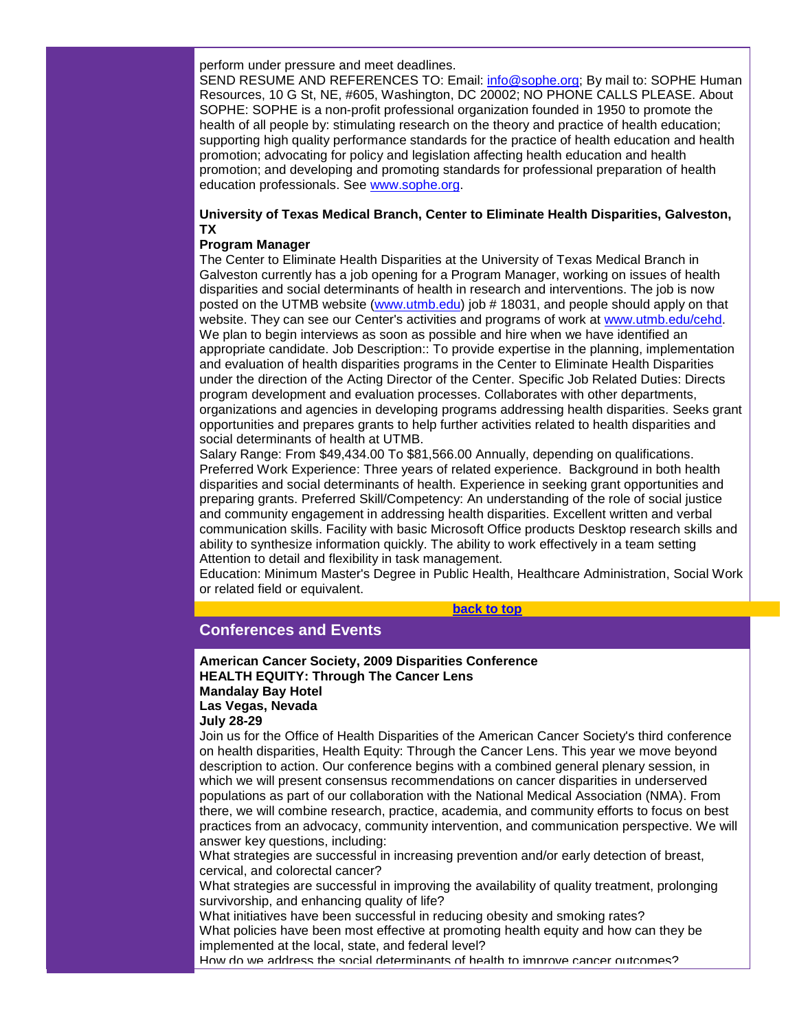perform under pressure and meet deadlines.
SEND RESUME AND REFERENCES TO: Email: info@sophe.org; By mail to: SOPHE Human Resources, 10 G St, NE, #605, Washington, DC 20002; NO PHONE CALLS PLEASE. About SOPHE: SOPHE is a non-profit professional organization founded in 1950 to promote the health of all people by: stimulating research on the theory and practice of health education; supporting high quality performance standards for the practice of health education and health promotion; advocating for policy and legislation affecting health education and health promotion; and developing and promoting standards for professional preparation of health education professionals. See www.sophe.org.

**University of Texas Medical Branch, Center to Eliminate Health Disparities, Galveston, TX**
**Program Manager**
The Center to Eliminate Health Disparities at the University of Texas Medical Branch in Galveston currently has a job opening for a Program Manager, working on issues of health disparities and social determinants of health in research and interventions. The job is now posted on the UTMB website (www.utmb.edu) job # 18031, and people should apply on that website. They can see our Center's activities and programs of work at www.utmb.edu/cehd. We plan to begin interviews as soon as possible and hire when we have identified an appropriate candidate. Job Description:: To provide expertise in the planning, implementation and evaluation of health disparities programs in the Center to Eliminate Health Disparities under the direction of the Acting Director of the Center. Specific Job Related Duties: Directs program development and evaluation processes. Collaborates with other departments, organizations and agencies in developing programs addressing health disparities. Seeks grant opportunities and prepares grants to help further activities related to health disparities and social determinants of health at UTMB.
Salary Range: From $49,434.00 To $81,566.00 Annually, depending on qualifications.
Preferred Work Experience: Three years of related experience. Background in both health disparities and social determinants of health. Experience in seeking grant opportunities and preparing grants. Preferred Skill/Competency: An understanding of the role of social justice and community engagement in addressing health disparities. Excellent written and verbal communication skills. Facility with basic Microsoft Office products Desktop research skills and ability to synthesize information quickly. The ability to work effectively in a team setting Attention to detail and flexibility in task management.
Education: Minimum Master's Degree in Public Health, Healthcare Administration, Social Work or related field or equivalent.

**back to top**

## Conferences and Events

**American Cancer Society, 2009 Disparities Conference**
**HEALTH EQUITY: Through The Cancer Lens**
**Mandalay Bay Hotel**
**Las Vegas, Nevada**
**July 28-29**
Join us for the Office of Health Disparities of the American Cancer Society's third conference on health disparities, Health Equity: Through the Cancer Lens. This year we move beyond description to action. Our conference begins with a combined general plenary session, in which we will present consensus recommendations on cancer disparities in underserved populations as part of our collaboration with the National Medical Association (NMA). From there, we will combine research, practice, academia, and community efforts to focus on best practices from an advocacy, community intervention, and communication perspective. We will answer key questions, including:
What strategies are successful in increasing prevention and/or early detection of breast, cervical, and colorectal cancer?
What strategies are successful in improving the availability of quality treatment, prolonging survivorship, and enhancing quality of life?
What initiatives have been successful in reducing obesity and smoking rates?
What policies have been most effective at promoting health equity and how can they be implemented at the local, state, and federal level?
How do we address the social determinants of health to improve cancer outcomes?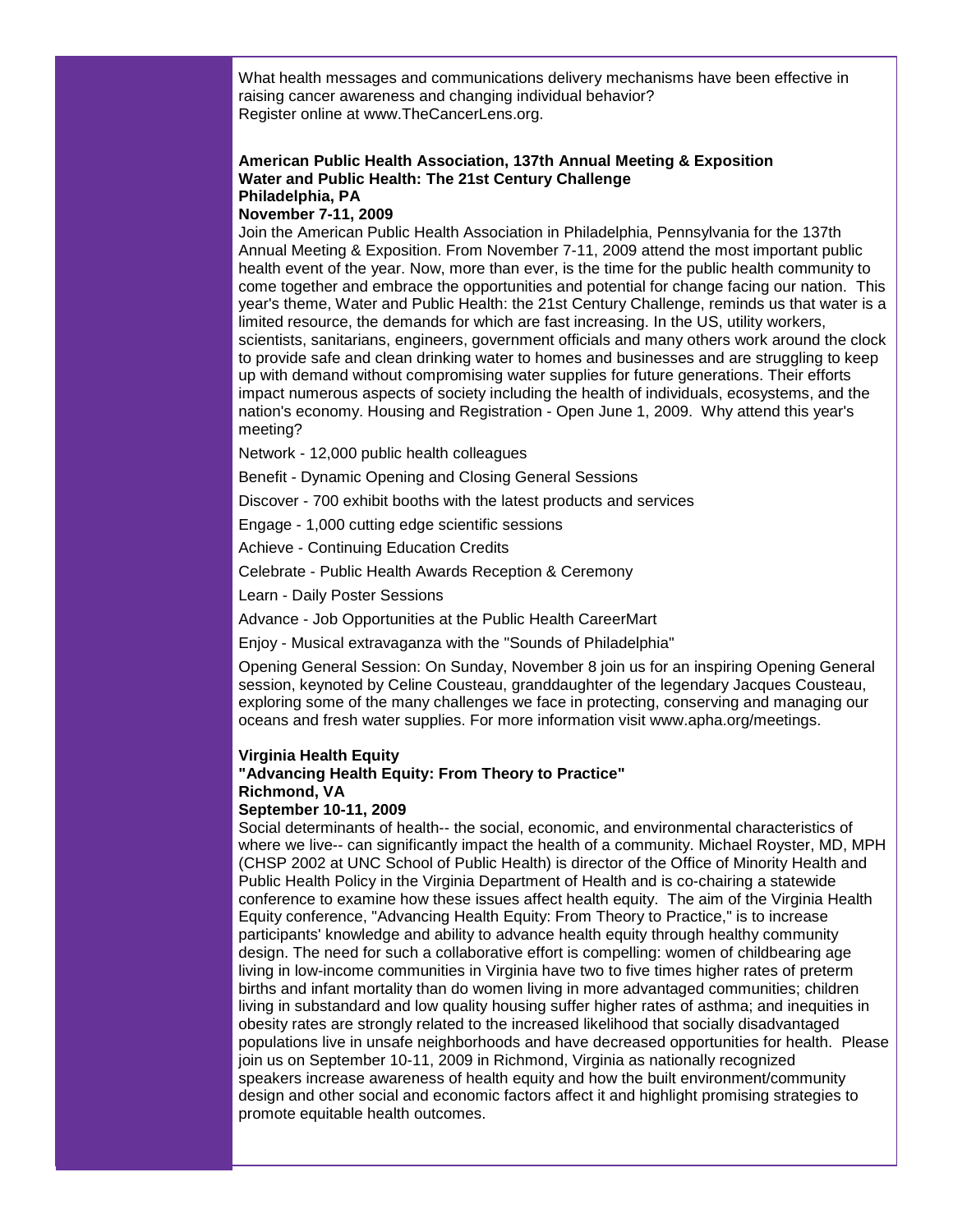What health messages and communications delivery mechanisms have been effective in raising cancer awareness and changing individual behavior?
Register online at www.TheCancerLens.org.

**American Public Health Association, 137th Annual Meeting & Exposition**
**Water and Public Health: The 21st Century Challenge**
**Philadelphia, PA**
**November 7-11, 2009**

Join the American Public Health Association in Philadelphia, Pennsylvania for the 137th Annual Meeting & Exposition. From November 7-11, 2009 attend the most important public health event of the year. Now, more than ever, is the time for the public health community to come together and embrace the opportunities and potential for change facing our nation. This year's theme, Water and Public Health: the 21st Century Challenge, reminds us that water is a limited resource, the demands for which are fast increasing. In the US, utility workers, scientists, sanitarians, engineers, government officials and many others work around the clock to provide safe and clean drinking water to homes and businesses and are struggling to keep up with demand without compromising water supplies for future generations. Their efforts impact numerous aspects of society including the health of individuals, ecosystems, and the nation's economy. Housing and Registration - Open June 1, 2009. Why attend this year's meeting?

Network - 12,000 public health colleagues

Benefit - Dynamic Opening and Closing General Sessions

Discover - 700 exhibit booths with the latest products and services

Engage - 1,000 cutting edge scientific sessions

Achieve - Continuing Education Credits

Celebrate - Public Health Awards Reception & Ceremony

Learn - Daily Poster Sessions

Advance - Job Opportunities at the Public Health CareerMart

Enjoy - Musical extravaganza with the "Sounds of Philadelphia"

Opening General Session: On Sunday, November 8 join us for an inspiring Opening General session, keynoted by Celine Cousteau, granddaughter of the legendary Jacques Cousteau, exploring some of the many challenges we face in protecting, conserving and managing our oceans and fresh water supplies. For more information visit www.apha.org/meetings.

**Virginia Health Equity**
**"Advancing Health Equity: From Theory to Practice"**
**Richmond, VA**
**September 10-11, 2009**

Social determinants of health-- the social, economic, and environmental characteristics of where we live-- can significantly impact the health of a community. Michael Royster, MD, MPH (CHSP 2002 at UNC School of Public Health) is director of the Office of Minority Health and Public Health Policy in the Virginia Department of Health and is co-chairing a statewide conference to examine how these issues affect health equity. The aim of the Virginia Health Equity conference, "Advancing Health Equity: From Theory to Practice," is to increase participants' knowledge and ability to advance health equity through healthy community design. The need for such a collaborative effort is compelling: women of childbearing age living in low-income communities in Virginia have two to five times higher rates of preterm births and infant mortality than do women living in more advantaged communities; children living in substandard and low quality housing suffer higher rates of asthma; and inequities in obesity rates are strongly related to the increased likelihood that socially disadvantaged populations live in unsafe neighborhoods and have decreased opportunities for health. Please join us on September 10-11, 2009 in Richmond, Virginia as nationally recognized speakers increase awareness of health equity and how the built environment/community design and other social and economic factors affect it and highlight promising strategies to promote equitable health outcomes.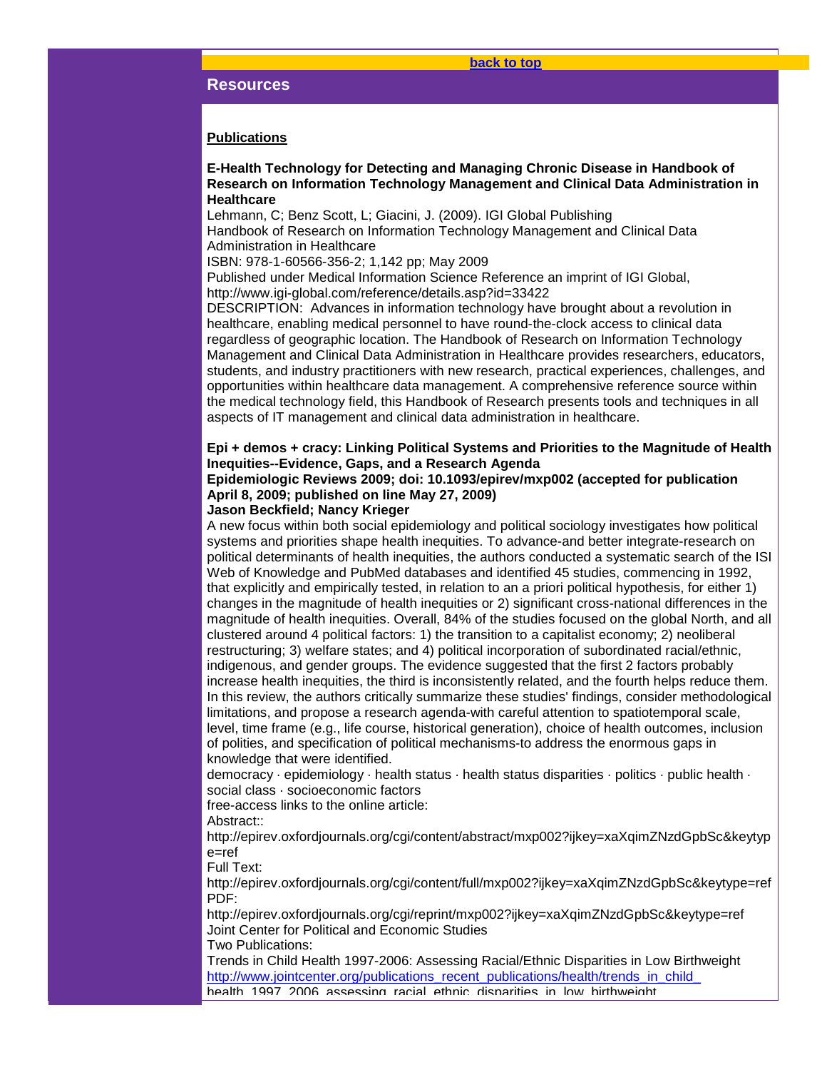back to top

## Resources

**Publications**

**E-Health Technology for Detecting and Managing Chronic Disease in Handbook of Research on Information Technology Management and Clinical Data Administration in Healthcare**

Lehmann, C; Benz Scott, L; Giacini, J. (2009). IGI Global Publishing
Handbook of Research on Information Technology Management and Clinical Data Administration in Healthcare
ISBN: 978-1-60566-356-2; 1,142 pp; May 2009
Published under Medical Information Science Reference an imprint of IGI Global, http://www.igi-global.com/reference/details.asp?id=33422
DESCRIPTION: Advances in information technology have brought about a revolution in healthcare, enabling medical personnel to have round-the-clock access to clinical data regardless of geographic location. The Handbook of Research on Information Technology Management and Clinical Data Administration in Healthcare provides researchers, educators, students, and industry practitioners with new research, practical experiences, challenges, and opportunities within healthcare data management. A comprehensive reference source within the medical technology field, this Handbook of Research presents tools and techniques in all aspects of IT management and clinical data administration in healthcare.

**Epi + demos + cracy: Linking Political Systems and Priorities to the Magnitude of Health Inequities--Evidence, Gaps, and a Research Agenda**
**Epidemiologic Reviews 2009; doi: 10.1093/epirev/mxp002 (accepted for publication April 8, 2009; published on line May 27, 2009)**
**Jason Beckfield; Nancy Krieger**

A new focus within both social epidemiology and political sociology investigates how political systems and priorities shape health inequities. To advance-and better integrate-research on political determinants of health inequities, the authors conducted a systematic search of the ISI Web of Knowledge and PubMed databases and identified 45 studies, commencing in 1992, that explicitly and empirically tested, in relation to an a priori political hypothesis, for either 1) changes in the magnitude of health inequities or 2) significant cross-national differences in the magnitude of health inequities. Overall, 84% of the studies focused on the global North, and all clustered around 4 political factors: 1) the transition to a capitalist economy; 2) neoliberal restructuring; 3) welfare states; and 4) political incorporation of subordinated racial/ethnic, indigenous, and gender groups. The evidence suggested that the first 2 factors probably increase health inequities, the third is inconsistently related, and the fourth helps reduce them. In this review, the authors critically summarize these studies' findings, consider methodological limitations, and propose a research agenda-with careful attention to spatiotemporal scale, level, time frame (e.g., life course, historical generation), choice of health outcomes, inclusion of polities, and specification of political mechanisms-to address the enormous gaps in knowledge that were identified.

democracy · epidemiology · health status · health status disparities · politics · public health · social class · socioeconomic factors

free-access links to the online article:
Abstract::
http://epirev.oxfordjournals.org/cgi/content/abstract/mxp002?ijkey=xaXqimZNzdGpbSc&keytype=ref
Full Text:
http://epirev.oxfordjournals.org/cgi/content/full/mxp002?ijkey=xaXqimZNzdGpbSc&keytype=ref
PDF:
http://epirev.oxfordjournals.org/cgi/reprint/mxp002?ijkey=xaXqimZNzdGpbSc&keytype=ref

Joint Center for Political and Economic Studies
Two Publications:
Trends in Child Health 1997-2006: Assessing Racial/Ethnic Disparities in Low Birthweight
http://www.jointcenter.org/publications_recent_publications/health/trends_in_child_health_1997_2006_assessing_racial_ethnic_disparities_in_low_birthweight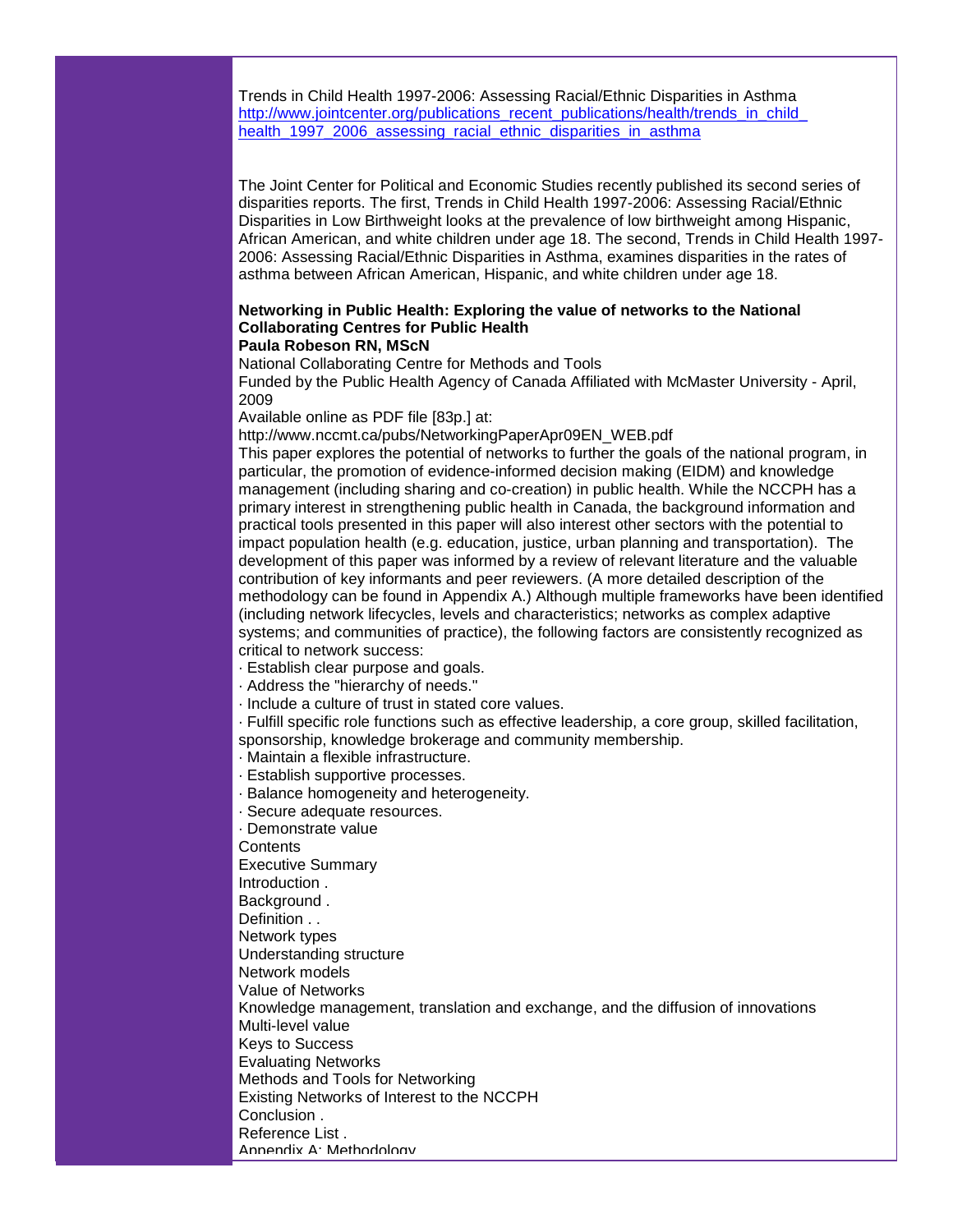Trends in Child Health 1997-2006: Assessing Racial/Ethnic Disparities in Asthma
[http://www.jointcenter.org/publications_recent_publications/health/trends_in_child_health_1997_2006_assessing_racial_ethnic_disparities_in_asthma](http://www.jointcenter.org/publications_recent_publications/health/trends_in_child_health_1997_2006_assessing_racial_ethnic_disparities_in_asthma)

The Joint Center for Political and Economic Studies recently published its second series of disparities reports. The first, Trends in Child Health 1997-2006: Assessing Racial/Ethnic Disparities in Low Birthweight looks at the prevalence of low birthweight among Hispanic, African American, and white children under age 18. The second, Trends in Child Health 1997-2006: Assessing Racial/Ethnic Disparities in Asthma, examines disparities in the rates of asthma between African American, Hispanic, and white children under age 18.

**Networking in Public Health: Exploring the value of networks to the National Collaborating Centres for Public Health**
**Paula Robeson RN, MScN**

National Collaborating Centre for Methods and Tools
Funded by the Public Health Agency of Canada Affiliated with McMaster University - April, 2009
Available online as PDF file [83p.] at:
http://www.nccmt.ca/pubs/NetworkingPaperApr09EN_WEB.pdf

This paper explores the potential of networks to further the goals of the national program, in particular, the promotion of evidence-informed decision making (EIDM) and knowledge management (including sharing and co-creation) in public health. While the NCCPH has a primary interest in strengthening public health in Canada, the background information and practical tools presented in this paper will also interest other sectors with the potential to impact population health (e.g. education, justice, urban planning and transportation). The development of this paper was informed by a review of relevant literature and the valuable contribution of key informants and peer reviewers. (A more detailed description of the methodology can be found in Appendix A.) Although multiple frameworks have been identified (including network lifecycles, levels and characteristics; networks as complex adaptive systems; and communities of practice), the following factors are consistently recognized as critical to network success:

· Establish clear purpose and goals.
· Address the "hierarchy of needs."
· Include a culture of trust in stated core values.
· Fulfill specific role functions such as effective leadership, a core group, skilled facilitation, sponsorship, knowledge brokerage and community membership.
· Maintain a flexible infrastructure.
· Establish supportive processes.
· Balance homogeneity and heterogeneity.
· Secure adequate resources.
· Demonstrate value

Contents
Executive Summary
Introduction .
Background .
Definition . .
Network types
Understanding structure
Network models
Value of Networks
Knowledge management, translation and exchange, and the diffusion of innovations
Multi-level value
Keys to Success
Evaluating Networks
Methods and Tools for Networking
Existing Networks of Interest to the NCCPH
Conclusion .
Reference List .
Appendix A: Methodology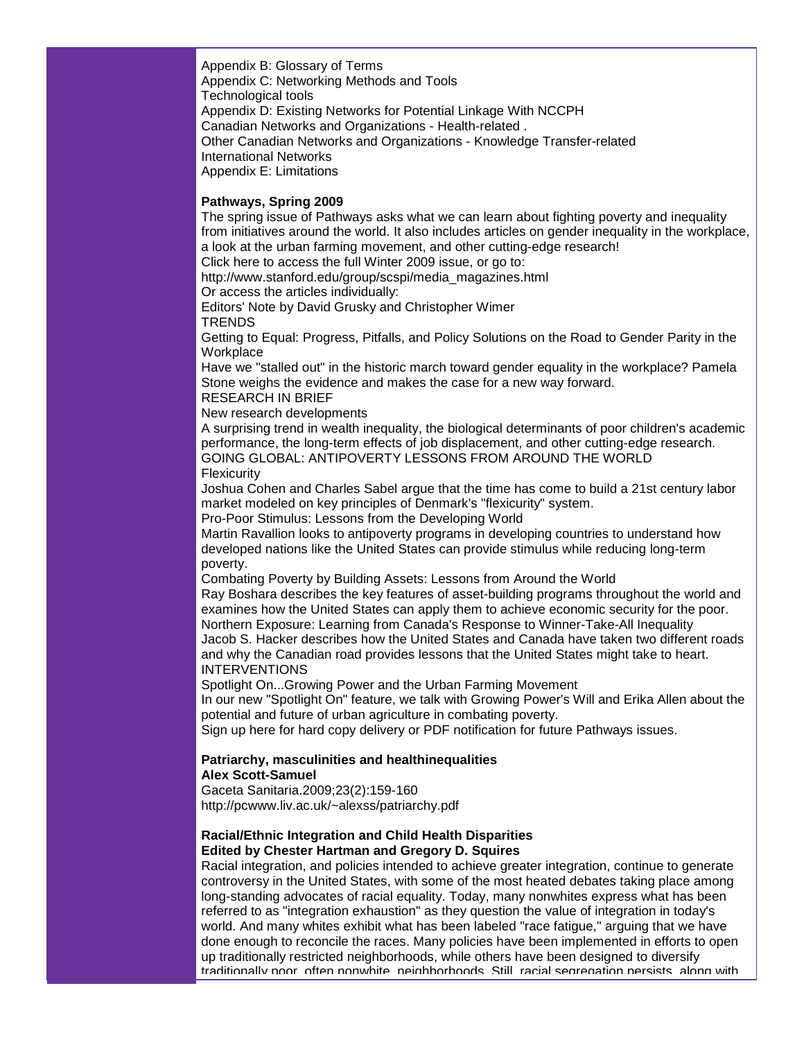Appendix B: Glossary of Terms
Appendix C: Networking Methods and Tools
Technological tools
Appendix D: Existing Networks for Potential Linkage With NCCPH
Canadian Networks and Organizations - Health-related .
Other Canadian Networks and Organizations - Knowledge Transfer-related
International Networks
Appendix E: Limitations

**Pathways, Spring 2009**

The spring issue of Pathways asks what we can learn about fighting poverty and inequality from initiatives around the world. It also includes articles on gender inequality in the workplace, a look at the urban farming movement, and other cutting-edge research!
Click here to access the full Winter 2009 issue, or go to:
http://www.stanford.edu/group/scspi/media_magazines.html
Or access the articles individually:
Editors' Note by David Grusky and Christopher Wimer
TRENDS
Getting to Equal: Progress, Pitfalls, and Policy Solutions on the Road to Gender Parity in the Workplace
Have we "stalled out" in the historic march toward gender equality in the workplace? Pamela Stone weighs the evidence and makes the case for a new way forward.
RESEARCH IN BRIEF
New research developments
A surprising trend in wealth inequality, the biological determinants of poor children's academic performance, the long-term effects of job displacement, and other cutting-edge research.
GOING GLOBAL: ANTIPOVERTY LESSONS FROM AROUND THE WORLD
Flexicurity
Joshua Cohen and Charles Sabel argue that the time has come to build a 21st century labor market modeled on key principles of Denmark's "flexicurity" system.
Pro-Poor Stimulus: Lessons from the Developing World
Martin Ravallion looks to antipoverty programs in developing countries to understand how developed nations like the United States can provide stimulus while reducing long-term poverty.
Combating Poverty by Building Assets: Lessons from Around the World
Ray Boshara describes the key features of asset-building programs throughout the world and examines how the United States can apply them to achieve economic security for the poor.
Northern Exposure: Learning from Canada's Response to Winner-Take-All Inequality
Jacob S. Hacker describes how the United States and Canada have taken two different roads and why the Canadian road provides lessons that the United States might take to heart.
INTERVENTIONS
Spotlight On...Growing Power and the Urban Farming Movement
In our new "Spotlight On" feature, we talk with Growing Power's Will and Erika Allen about the potential and future of urban agriculture in combating poverty.
Sign up here for hard copy delivery or PDF notification for future Pathways issues.

**Patriarchy, masculinities and healthinequalities**
**Alex Scott-Samuel**
Gaceta Sanitaria.2009;23(2):159-160
http://pcwww.liv.ac.uk/~alexss/patriarchy.pdf

**Racial/Ethnic Integration and Child Health Disparities**
**Edited by Chester Hartman and Gregory D. Squires**
Racial integration, and policies intended to achieve greater integration, continue to generate controversy in the United States, with some of the most heated debates taking place among long-standing advocates of racial equality. Today, many nonwhites express what has been referred to as "integration exhaustion" as they question the value of integration in today's world. And many whites exhibit what has been labeled "race fatigue," arguing that we have done enough to reconcile the races. Many policies have been implemented in efforts to open up traditionally restricted neighborhoods, while others have been designed to diversify traditionally poor, often nonwhite, neighborhoods. Still, racial segregation persists, along with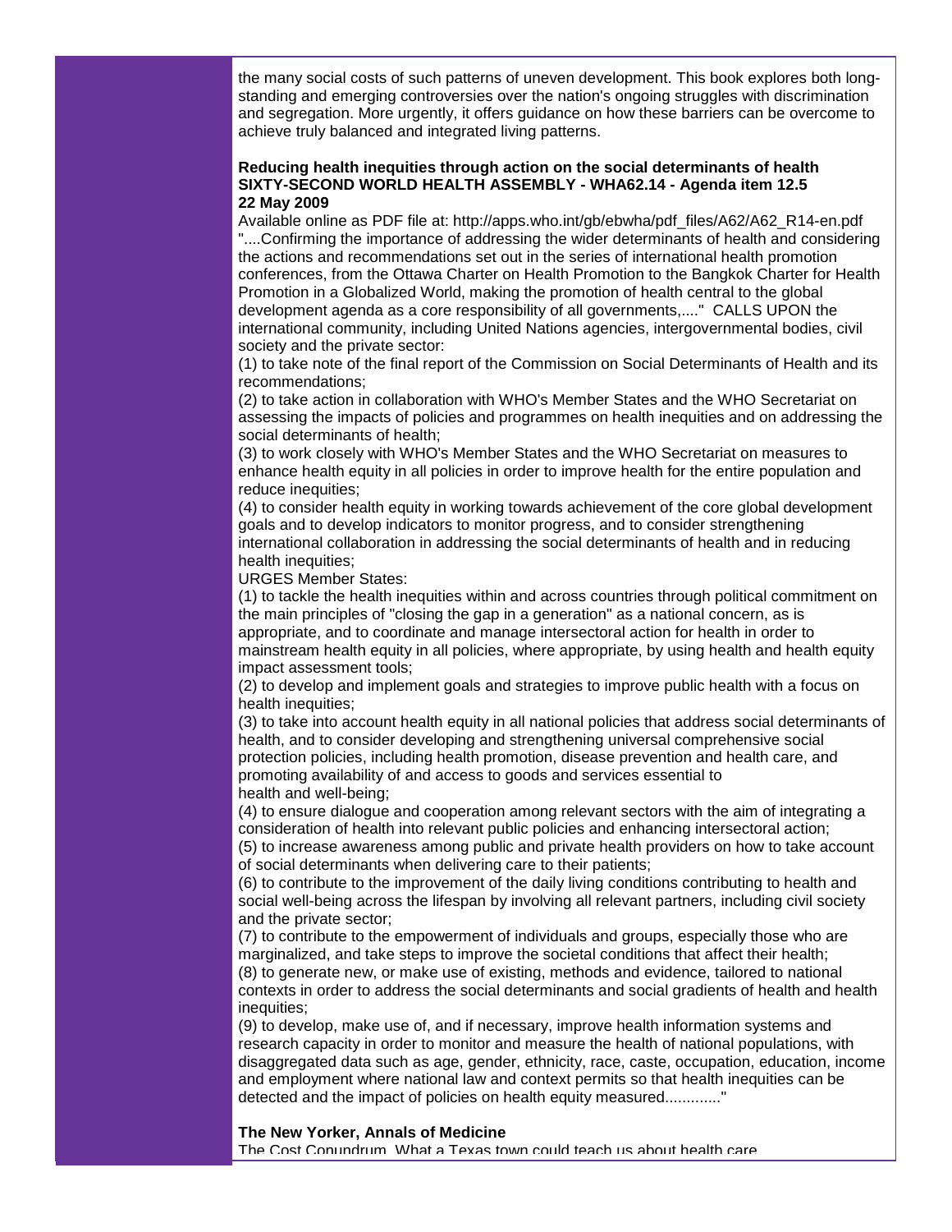the many social costs of such patterns of uneven development. This book explores both long-standing and emerging controversies over the nation's ongoing struggles with discrimination and segregation. More urgently, it offers guidance on how these barriers can be overcome to achieve truly balanced and integrated living patterns.

**Reducing health inequities through action on the social determinants of health**
**SIXTY-SECOND WORLD HEALTH ASSEMBLY - WHA62.14 - Agenda item 12.5**
**22 May 2009**

Available online as PDF file at: http://apps.who.int/gb/ebwha/pdf_files/A62/A62_R14-en.pdf
"....Confirming the importance of addressing the wider determinants of health and considering the actions and recommendations set out in the series of international health promotion conferences, from the Ottawa Charter on Health Promotion to the Bangkok Charter for Health Promotion in a Globalized World, making the promotion of health central to the global development agenda as a core responsibility of all governments,...." CALLS UPON the international community, including United Nations agencies, intergovernmental bodies, civil society and the private sector:

(1) to take note of the final report of the Commission on Social Determinants of Health and its recommendations;
(2) to take action in collaboration with WHO's Member States and the WHO Secretariat on assessing the impacts of policies and programmes on health inequities and on addressing the social determinants of health;
(3) to work closely with WHO's Member States and the WHO Secretariat on measures to enhance health equity in all policies in order to improve health for the entire population and reduce inequities;
(4) to consider health equity in working towards achievement of the core global development goals and to develop indicators to monitor progress, and to consider strengthening international collaboration in addressing the social determinants of health and in reducing health inequities;

URGES Member States:

(1) to tackle the health inequities within and across countries through political commitment on the main principles of "closing the gap in a generation" as a national concern, as is appropriate, and to coordinate and manage intersectoral action for health in order to mainstream health equity in all policies, where appropriate, by using health and health equity impact assessment tools;
(2) to develop and implement goals and strategies to improve public health with a focus on health inequities;
(3) to take into account health equity in all national policies that address social determinants of health, and to consider developing and strengthening universal comprehensive social protection policies, including health promotion, disease prevention and health care, and promoting availability of and access to goods and services essential to health and well-being;
(4) to ensure dialogue and cooperation among relevant sectors with the aim of integrating a consideration of health into relevant public policies and enhancing intersectoral action;
(5) to increase awareness among public and private health providers on how to take account of social determinants when delivering care to their patients;
(6) to contribute to the improvement of the daily living conditions contributing to health and social well-being across the lifespan by involving all relevant partners, including civil society and the private sector;
(7) to contribute to the empowerment of individuals and groups, especially those who are marginalized, and take steps to improve the societal conditions that affect their health;
(8) to generate new, or make use of existing, methods and evidence, tailored to national contexts in order to address the social determinants and social gradients of health and health inequities;
(9) to develop, make use of, and if necessary, improve health information systems and research capacity in order to monitor and measure the health of national populations, with disaggregated data such as age, gender, ethnicity, race, caste, occupation, education, income and employment where national law and context permits so that health inequities can be detected and the impact of policies on health equity measured............"

**The New Yorker, Annals of Medicine**

The Cost Conundrum. What a Texas town could teach us about health care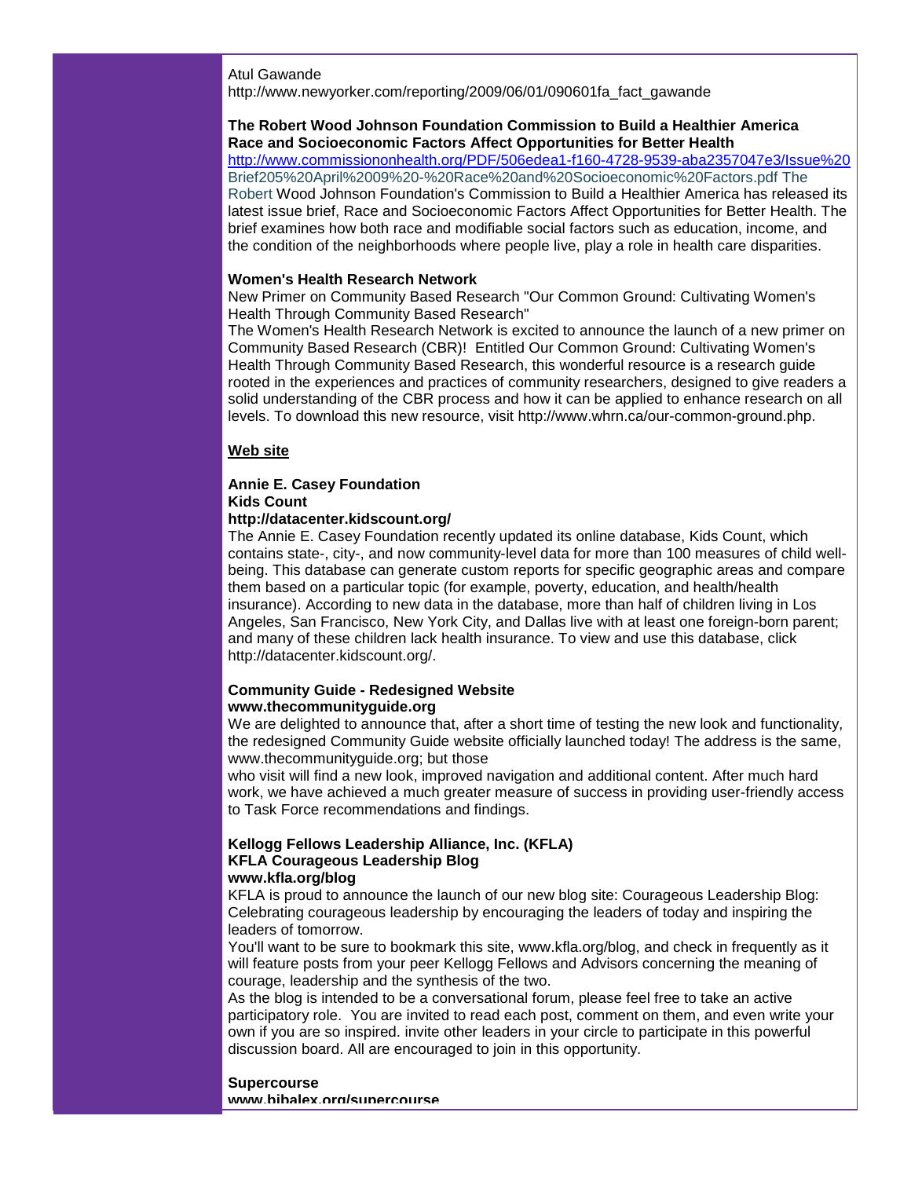Atul Gawande
http://www.newyorker.com/reporting/2009/06/01/090601fa_fact_gawande

**The Robert Wood Johnson Foundation Commission to Build a Healthier America**
**Race and Socioeconomic Factors Affect Opportunities for Better Health**
http://www.commissiononhealth.org/PDF/506edea1-f160-4728-9539-aba2357047e3/Issue%20Brief205%20April%2009%20-%20Race%20and%20Socioeconomic%20Factors.pdf The Robert Wood Johnson Foundation's Commission to Build a Healthier America has released its latest issue brief, Race and Socioeconomic Factors Affect Opportunities for Better Health. The brief examines how both race and modifiable social factors such as education, income, and the condition of the neighborhoods where people live, play a role in health care disparities.

**Women's Health Research Network**
New Primer on Community Based Research "Our Common Ground: Cultivating Women's Health Through Community Based Research"
The Women's Health Research Network is excited to announce the launch of a new primer on Community Based Research (CBR)! Entitled Our Common Ground: Cultivating Women's Health Through Community Based Research, this wonderful resource is a research guide rooted in the experiences and practices of community researchers, designed to give readers a solid understanding of the CBR process and how it can be applied to enhance research on all levels. To download this new resource, visit http://www.whrn.ca/our-common-ground.php.

**Web site**

**Annie E. Casey Foundation**
**Kids Count**
**http://datacenter.kidscount.org/**
The Annie E. Casey Foundation recently updated its online database, Kids Count, which contains state-, city-, and now community-level data for more than 100 measures of child well-being. This database can generate custom reports for specific geographic areas and compare them based on a particular topic (for example, poverty, education, and health/health insurance). According to new data in the database, more than half of children living in Los Angeles, San Francisco, New York City, and Dallas live with at least one foreign-born parent; and many of these children lack health insurance. To view and use this database, click http://datacenter.kidscount.org/.

**Community Guide - Redesigned Website**
**www.thecommunityguide.org**
We are delighted to announce that, after a short time of testing the new look and functionality, the redesigned Community Guide website officially launched today! The address is the same, www.thecommunityguide.org; but those
who visit will find a new look, improved navigation and additional content. After much hard work, we have achieved a much greater measure of success in providing user-friendly access to Task Force recommendations and findings.

**Kellogg Fellows Leadership Alliance, Inc. (KFLA)**
**KFLA Courageous Leadership Blog**
**www.kfla.org/blog**
KFLA is proud to announce the launch of our new blog site: Courageous Leadership Blog: Celebrating courageous leadership by encouraging the leaders of today and inspiring the leaders of tomorrow.
You'll want to be sure to bookmark this site, www.kfla.org/blog, and check in frequently as it will feature posts from your peer Kellogg Fellows and Advisors concerning the meaning of courage, leadership and the synthesis of the two.
As the blog is intended to be a conversational forum, please feel free to take an active participatory role. You are invited to read each post, comment on them, and even write your own if you are so inspired. invite other leaders in your circle to participate in this powerful discussion board. All are encouraged to join in this opportunity.

**Supercourse**
**www.bibalex.org/supercourse**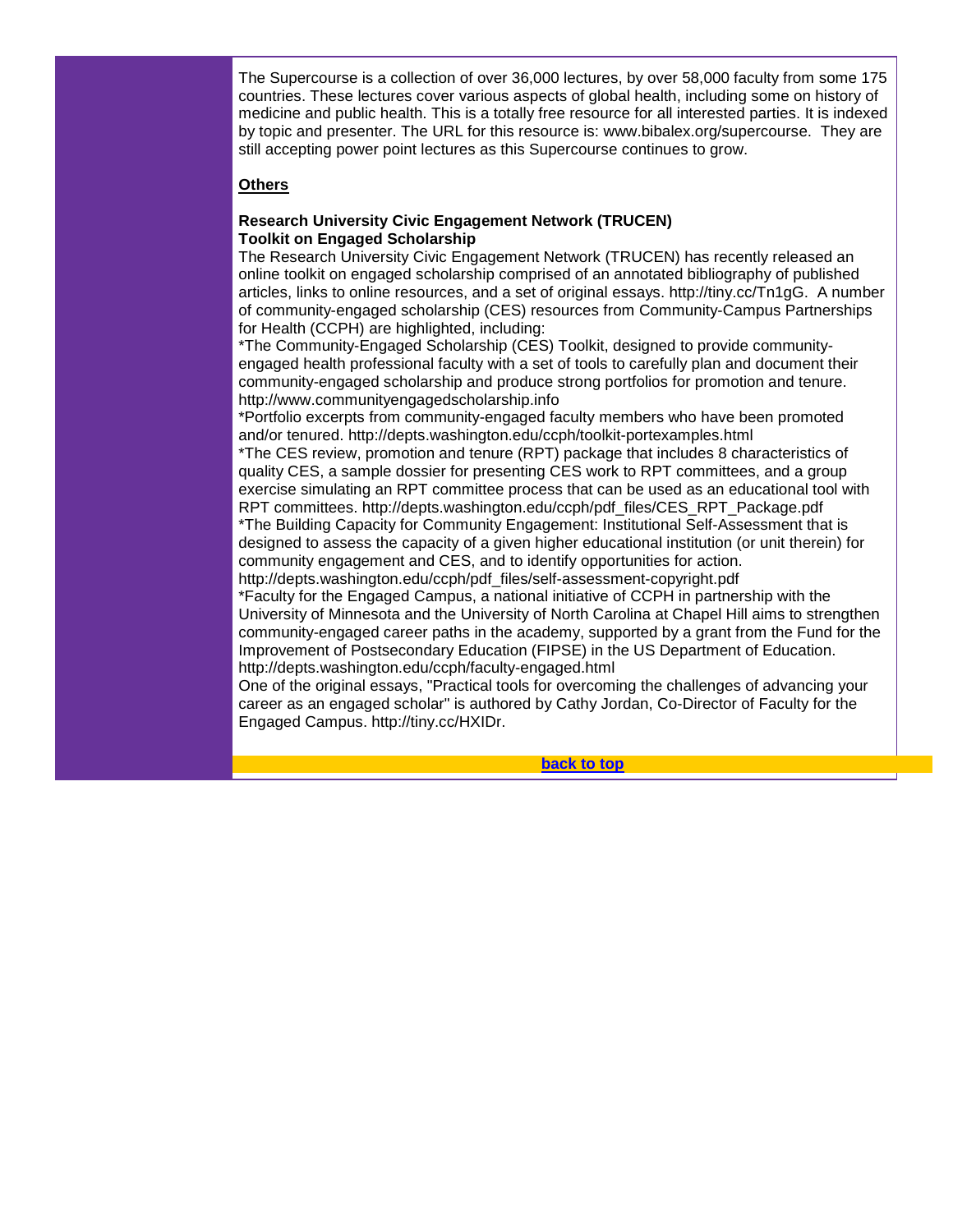The Supercourse is a collection of over 36,000 lectures, by over 58,000 faculty from some 175 countries. These lectures cover various aspects of global health, including some on history of medicine and public health. This is a totally free resource for all interested parties. It is indexed by topic and presenter. The URL for this resource is: www.bibalex.org/supercourse. They are still accepting power point lectures as this Supercourse continues to grow.

## Others

**Research University Civic Engagement Network (TRUCEN)**
**Toolkit on Engaged Scholarship**

The Research University Civic Engagement Network (TRUCEN) has recently released an online toolkit on engaged scholarship comprised of an annotated bibliography of published articles, links to online resources, and a set of original essays. http://tiny.cc/Tn1gG. A number of community-engaged scholarship (CES) resources from Community-Campus Partnerships for Health (CCPH) are highlighted, including:

*The Community-Engaged Scholarship (CES) Toolkit, designed to provide community-engaged health professional faculty with a set of tools to carefully plan and document their community-engaged scholarship and produce strong portfolios for promotion and tenure. http://www.communityengagedscholarship.info

*Portfolio excerpts from community-engaged faculty members who have been promoted and/or tenured. http://depts.washington.edu/ccph/toolkit-portexamples.html

*The CES review, promotion and tenure (RPT) package that includes 8 characteristics of quality CES, a sample dossier for presenting CES work to RPT committees, and a group exercise simulating an RPT committee process that can be used as an educational tool with RPT committees. http://depts.washington.edu/ccph/pdf_files/CES_RPT_Package.pdf

*The Building Capacity for Community Engagement: Institutional Self-Assessment that is designed to assess the capacity of a given higher educational institution (or unit therein) for community engagement and CES, and to identify opportunities for action. http://depts.washington.edu/ccph/pdf_files/self-assessment-copyright.pdf

*Faculty for the Engaged Campus, a national initiative of CCPH in partnership with the University of Minnesota and the University of North Carolina at Chapel Hill aims to strengthen community-engaged career paths in the academy, supported by a grant from the Fund for the Improvement of Postsecondary Education (FIPSE) in the US Department of Education. http://depts.washington.edu/ccph/faculty-engaged.html

One of the original essays, "Practical tools for overcoming the challenges of advancing your career as an engaged scholar" is authored by Cathy Jordan, Co-Director of Faculty for the Engaged Campus. http://tiny.cc/HXIDr.

back to top